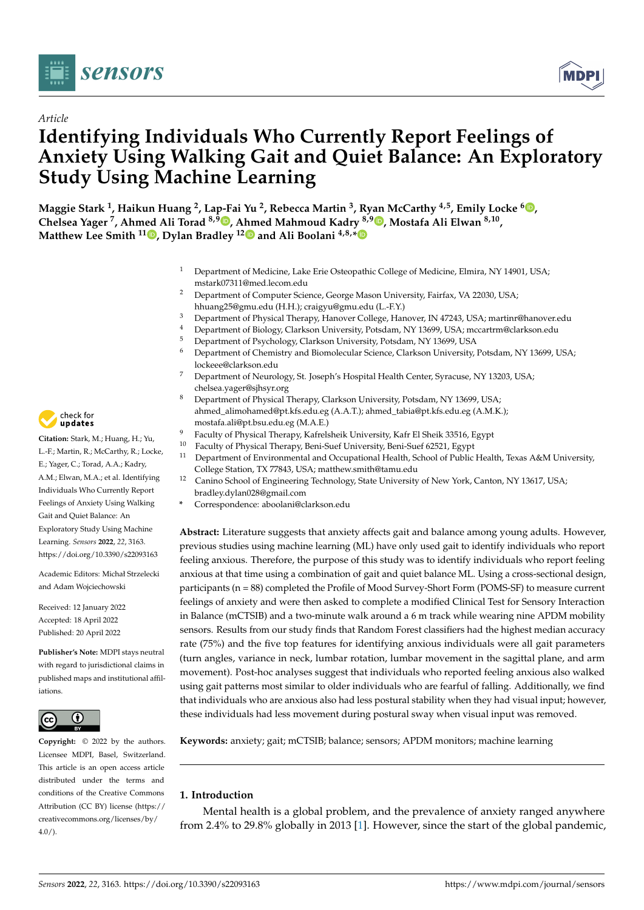*Article*

# Identifying Individuals Who Currently Report Feelings of Anxiety Using Walking Gait and Quiet Balance: An Exploratory Study Using Machine Learning

**Maggie Stark [1], Haikun Huang [2], Lap-Fai Yu [2], Rebecca Martin [3], Ryan McCarthy [4,5], Emily Locke [6], Chelsea Yager [7], Ahmed Ali Torad [8,9], Ahmed Mahmoud Kadry [8,9], Mostafa Ali Elwan [8,10], Matthew Lee Smith [11], Dylan Bradley [12] and Ali Boolani [4,8,*]**

[1] Department of Medicine, Lake Erie Osteopathic College of Medicine, Elmira, NY 14901, USA; mstark07311@med.lecom.edu
[2] Department of Computer Science, George Mason University, Fairfax, VA 22030, USA; hhuang25@gmu.edu (H.H.); craigyu@gmu.edu (L.-F.Y.)
[3] Department of Physical Therapy, Hanover College, Hanover, IN 47243, USA; martinr@hanover.edu
[4] Department of Biology, Clarkson University, Potsdam, NY 13699, USA; mccartrm@clarkson.edu
[5] Department of Psychology, Clarkson University, Potsdam, NY 13699, USA
[6] Department of Chemistry and Biomolecular Science, Clarkson University, Potsdam, NY 13699, USA; lockeee@clarkson.edu
[7] Department of Neurology, St. Joseph's Hospital Health Center, Syracuse, NY 13203, USA; chelsea.yager@sjhsyr.org
[8] Department of Physical Therapy, Clarkson University, Potsdam, NY 13699, USA; ahmed_alimohamed@pt.kfs.edu.eg (A.A.T.); ahmed_tabia@pt.kfs.edu.eg (A.M.K.); mostafa.ali@pt.bsu.edu.eg (M.A.E.)
[9] Faculty of Physical Therapy, Kafrelsheik University, Kafr El Sheik 33516, Egypt
[10] Faculty of Physical Therapy, Beni-Suef University, Beni-Suef 62521, Egypt
[11] Department of Environmental and Occupational Health, School of Public Health, Texas A&M University, College Station, TX 77843, USA; matthew.smith@tamu.edu
[12] Canino School of Engineering Technology, State University of New York, Canton, NY 13617, USA; bradley.dylan028@gmail.com
* Correspondence: aboolani@clarkson.edu

**Citation:** Stark, M.; Huang, H.; Yu, L.-F.; Martin, R.; McCarthy, R.; Locke, E.; Yager, C.; Torad, A.A.; Kadry, A.M.; Elwan, M.A.; et al. Identifying Individuals Who Currently Report Feelings of Anxiety Using Walking Gait and Quiet Balance: An Exploratory Study Using Machine Learning. *Sensors* **2022**, *22*, 3163. https://doi.org/10.3390/s22093163

Academic Editors: Michał Strzelecki and Adam Wojciechowski

Received: 12 January 2022
Accepted: 18 April 2022
Published: 20 April 2022

**Publisher's Note:** MDPI stays neutral with regard to jurisdictional claims in published maps and institutional affiliations.

**Copyright:** © 2022 by the authors. Licensee MDPI, Basel, Switzerland. This article is an open access article distributed under the terms and conditions of the Creative Commons Attribution (CC BY) license (https://creativecommons.org/licenses/by/4.0/).

**Abstract:** Literature suggests that anxiety affects gait and balance among young adults. However, previous studies using machine learning (ML) have only used gait to identify individuals who report feeling anxious. Therefore, the purpose of this study was to identify individuals who report feeling anxious at that time using a combination of gait and quiet balance ML. Using a cross-sectional design, participants (n = 88) completed the Profile of Mood Survey-Short Form (POMS-SF) to measure current feelings of anxiety and were then asked to complete a modified Clinical Test for Sensory Interaction in Balance (mCTSIB) and a two-minute walk around a 6 m track while wearing nine APDM mobility sensors. Results from our study finds that Random Forest classifiers had the highest median accuracy rate (75%) and the five top features for identifying anxious individuals were all gait parameters (turn angles, variance in neck, lumbar rotation, lumbar movement in the sagittal plane, and arm movement). Post-hoc analyses suggest that individuals who reported feeling anxious also walked using gait patterns most similar to older individuals who are fearful of falling. Additionally, we find that individuals who are anxious also had less postural stability when they had visual input; however, these individuals had less movement during postural sway when visual input was removed.

**Keywords:** anxiety; gait; mCTSIB; balance; sensors; APDM monitors; machine learning

## 1. Introduction

Mental health is a global problem, and the prevalence of anxiety ranged anywhere from 2.4% to 29.8% globally in 2013 [1]. However, since the start of the global pandemic,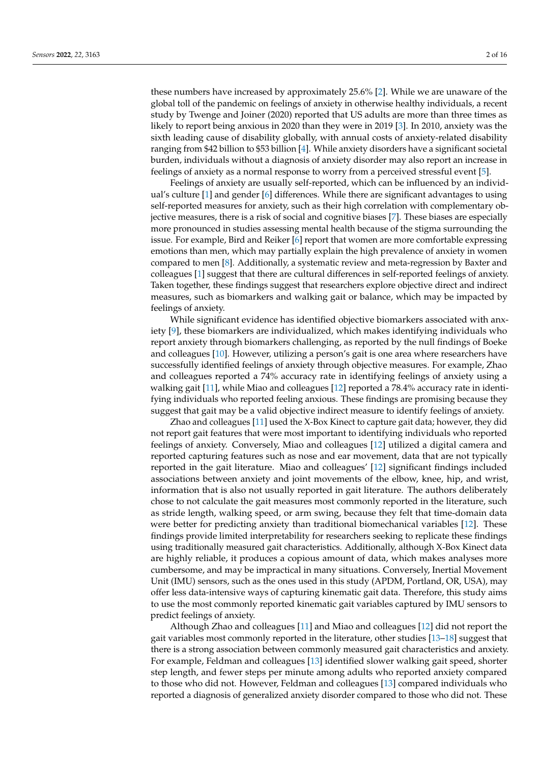these numbers have increased by approximately 25.6% [2]. While we are unaware of the global toll of the pandemic on feelings of anxiety in otherwise healthy individuals, a recent study by Twenge and Joiner (2020) reported that US adults are more than three times as likely to report being anxious in 2020 than they were in 2019 [3]. In 2010, anxiety was the sixth leading cause of disability globally, with annual costs of anxiety-related disability ranging from $42 billion to $53 billion [4]. While anxiety disorders have a significant societal burden, individuals without a diagnosis of anxiety disorder may also report an increase in feelings of anxiety as a normal response to worry from a perceived stressful event [5].

Feelings of anxiety are usually self-reported, which can be influenced by an individual's culture [1] and gender [6] differences. While there are significant advantages to using self-reported measures for anxiety, such as their high correlation with complementary objective measures, there is a risk of social and cognitive biases [7]. These biases are especially more pronounced in studies assessing mental health because of the stigma surrounding the issue. For example, Bird and Reiker [6] report that women are more comfortable expressing emotions than men, which may partially explain the high prevalence of anxiety in women compared to men [8]. Additionally, a systematic review and meta-regression by Baxter and colleagues [1] suggest that there are cultural differences in self-reported feelings of anxiety. Taken together, these findings suggest that researchers explore objective direct and indirect measures, such as biomarkers and walking gait or balance, which may be impacted by feelings of anxiety.

While significant evidence has identified objective biomarkers associated with anxiety [9], these biomarkers are individualized, which makes identifying individuals who report anxiety through biomarkers challenging, as reported by the null findings of Boeke and colleagues [10]. However, utilizing a person's gait is one area where researchers have successfully identified feelings of anxiety through objective measures. For example, Zhao and colleagues reported a 74% accuracy rate in identifying feelings of anxiety using a walking gait [11], while Miao and colleagues [12] reported a 78.4% accuracy rate in identifying individuals who reported feeling anxious. These findings are promising because they suggest that gait may be a valid objective indirect measure to identify feelings of anxiety.

Zhao and colleagues [11] used the X-Box Kinect to capture gait data; however, they did not report gait features that were most important to identifying individuals who reported feelings of anxiety. Conversely, Miao and colleagues [12] utilized a digital camera and reported capturing features such as nose and ear movement, data that are not typically reported in the gait literature. Miao and colleagues' [12] significant findings included associations between anxiety and joint movements of the elbow, knee, hip, and wrist, information that is also not usually reported in gait literature. The authors deliberately chose to not calculate the gait measures most commonly reported in the literature, such as stride length, walking speed, or arm swing, because they felt that time-domain data were better for predicting anxiety than traditional biomechanical variables [12]. These findings provide limited interpretability for researchers seeking to replicate these findings using traditionally measured gait characteristics. Additionally, although X-Box Kinect data are highly reliable, it produces a copious amount of data, which makes analyses more cumbersome, and may be impractical in many situations. Conversely, Inertial Movement Unit (IMU) sensors, such as the ones used in this study (APDM, Portland, OR, USA), may offer less data-intensive ways of capturing kinematic gait data. Therefore, this study aims to use the most commonly reported kinematic gait variables captured by IMU sensors to predict feelings of anxiety.

Although Zhao and colleagues [11] and Miao and colleagues [12] did not report the gait variables most commonly reported in the literature, other studies [13–18] suggest that there is a strong association between commonly measured gait characteristics and anxiety. For example, Feldman and colleagues [13] identified slower walking gait speed, shorter step length, and fewer steps per minute among adults who reported anxiety compared to those who did not. However, Feldman and colleagues [13] compared individuals who reported a diagnosis of generalized anxiety disorder compared to those who did not. These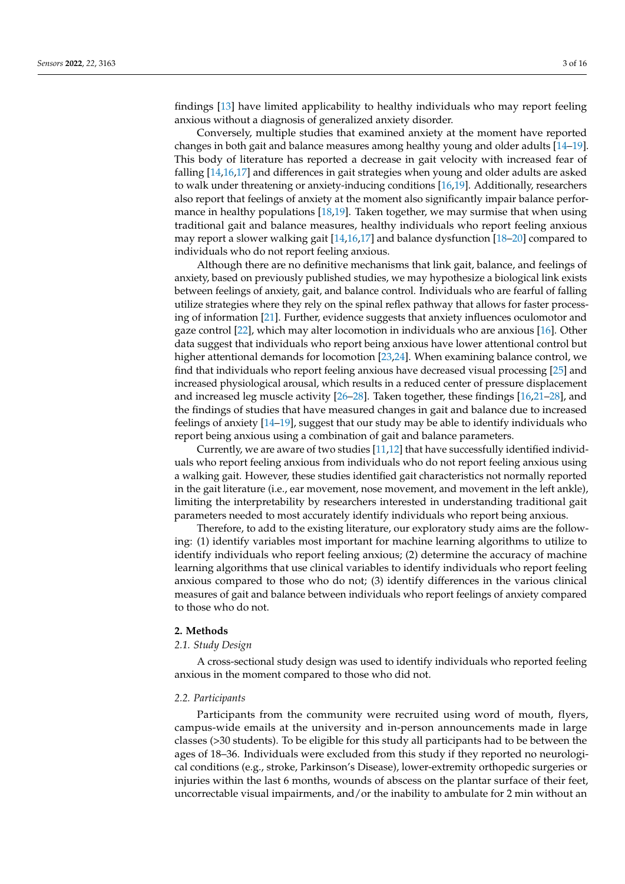findings [13] have limited applicability to healthy individuals who may report feeling anxious without a diagnosis of generalized anxiety disorder.

Conversely, multiple studies that examined anxiety at the moment have reported changes in both gait and balance measures among healthy young and older adults [14–19]. This body of literature has reported a decrease in gait velocity with increased fear of falling [14,16,17] and differences in gait strategies when young and older adults are asked to walk under threatening or anxiety-inducing conditions [16,19]. Additionally, researchers also report that feelings of anxiety at the moment also significantly impair balance performance in healthy populations [18,19]. Taken together, we may surmise that when using traditional gait and balance measures, healthy individuals who report feeling anxious may report a slower walking gait [14,16,17] and balance dysfunction [18–20] compared to individuals who do not report feeling anxious.

Although there are no definitive mechanisms that link gait, balance, and feelings of anxiety, based on previously published studies, we may hypothesize a biological link exists between feelings of anxiety, gait, and balance control. Individuals who are fearful of falling utilize strategies where they rely on the spinal reflex pathway that allows for faster processing of information [21]. Further, evidence suggests that anxiety influences oculomotor and gaze control [22], which may alter locomotion in individuals who are anxious [16]. Other data suggest that individuals who report being anxious have lower attentional control but higher attentional demands for locomotion [23,24]. When examining balance control, we find that individuals who report feeling anxious have decreased visual processing [25] and increased physiological arousal, which results in a reduced center of pressure displacement and increased leg muscle activity [26–28]. Taken together, these findings [16,21–28], and the findings of studies that have measured changes in gait and balance due to increased feelings of anxiety [14–19], suggest that our study may be able to identify individuals who report being anxious using a combination of gait and balance parameters.

Currently, we are aware of two studies [11,12] that have successfully identified individuals who report feeling anxious from individuals who do not report feeling anxious using a walking gait. However, these studies identified gait characteristics not normally reported in the gait literature (i.e., ear movement, nose movement, and movement in the left ankle), limiting the interpretability by researchers interested in understanding traditional gait parameters needed to most accurately identify individuals who report being anxious.

Therefore, to add to the existing literature, our exploratory study aims are the following: (1) identify variables most important for machine learning algorithms to utilize to identify individuals who report feeling anxious; (2) determine the accuracy of machine learning algorithms that use clinical variables to identify individuals who report feeling anxious compared to those who do not; (3) identify differences in the various clinical measures of gait and balance between individuals who report feelings of anxiety compared to those who do not.

## 2. Methods

### 2.1. Study Design

A cross-sectional study design was used to identify individuals who reported feeling anxious in the moment compared to those who did not.

### 2.2. Participants

Participants from the community were recruited using word of mouth, flyers, campus-wide emails at the university and in-person announcements made in large classes (>30 students). To be eligible for this study all participants had to be between the ages of 18–36. Individuals were excluded from this study if they reported no neurological conditions (e.g., stroke, Parkinson's Disease), lower-extremity orthopedic surgeries or injuries within the last 6 months, wounds of abscess on the plantar surface of their feet, uncorrectable visual impairments, and/or the inability to ambulate for 2 min without an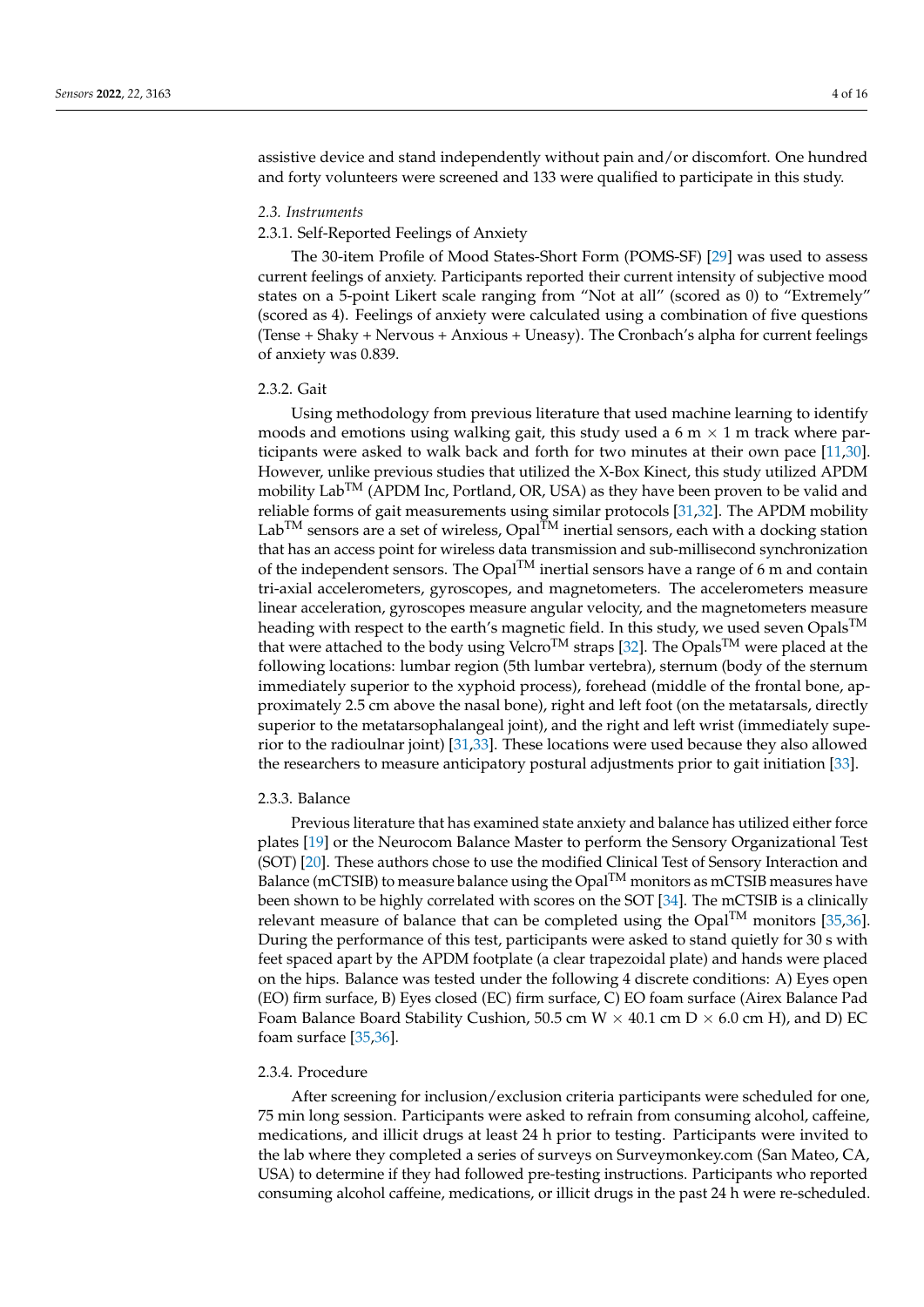assistive device and stand independently without pain and/or discomfort. One hundred and forty volunteers were screened and 133 were qualified to participate in this study.

### *2.3. Instruments*

#### 2.3.1. Self-Reported Feelings of Anxiety

The 30-item Profile of Mood States-Short Form (POMS-SF) [29] was used to assess current feelings of anxiety. Participants reported their current intensity of subjective mood states on a 5-point Likert scale ranging from "Not at all" (scored as 0) to "Extremely" (scored as 4). Feelings of anxiety were calculated using a combination of five questions (Tense + Shaky + Nervous + Anxious + Uneasy). The Cronbach's alpha for current feelings of anxiety was 0.839.

#### 2.3.2. Gait

Using methodology from previous literature that used machine learning to identify moods and emotions using walking gait, this study used a 6 m × 1 m track where participants were asked to walk back and forth for two minutes at their own pace [11,30]. However, unlike previous studies that utilized the X-Box Kinect, this study utilized APDM mobility Lab™ (APDM Inc, Portland, OR, USA) as they have been proven to be valid and reliable forms of gait measurements using similar protocols [31,32]. The APDM mobility Lab™ sensors are a set of wireless, Opal™ inertial sensors, each with a docking station that has an access point for wireless data transmission and sub-millisecond synchronization of the independent sensors. The Opal™ inertial sensors have a range of 6 m and contain tri-axial accelerometers, gyroscopes, and magnetometers. The accelerometers measure linear acceleration, gyroscopes measure angular velocity, and the magnetometers measure heading with respect to the earth's magnetic field. In this study, we used seven Opals™ that were attached to the body using Velcro™ straps [32]. The Opals™ were placed at the following locations: lumbar region (5th lumbar vertebra), sternum (body of the sternum immediately superior to the xyphoid process), forehead (middle of the frontal bone, approximately 2.5 cm above the nasal bone), right and left foot (on the metatarsals, directly superior to the metatarsophalangeal joint), and the right and left wrist (immediately superior to the radioulnar joint) [31,33]. These locations were used because they also allowed the researchers to measure anticipatory postural adjustments prior to gait initiation [33].

#### 2.3.3. Balance

Previous literature that has examined state anxiety and balance has utilized either force plates [19] or the Neurocom Balance Master to perform the Sensory Organizational Test (SOT) [20]. These authors chose to use the modified Clinical Test of Sensory Interaction and Balance (mCTSIB) to measure balance using the Opal™ monitors as mCTSIB measures have been shown to be highly correlated with scores on the SOT [34]. The mCTSIB is a clinically relevant measure of balance that can be completed using the Opal™ monitors [35,36]. During the performance of this test, participants were asked to stand quietly for 30 s with feet spaced apart by the APDM footplate (a clear trapezoidal plate) and hands were placed on the hips. Balance was tested under the following 4 discrete conditions: A) Eyes open (EO) firm surface, B) Eyes closed (EC) firm surface, C) EO foam surface (Airex Balance Pad Foam Balance Board Stability Cushion, 50.5 cm W × 40.1 cm D × 6.0 cm H), and D) EC foam surface [35,36].

#### 2.3.4. Procedure

After screening for inclusion/exclusion criteria participants were scheduled for one, 75 min long session. Participants were asked to refrain from consuming alcohol, caffeine, medications, and illicit drugs at least 24 h prior to testing. Participants were invited to the lab where they completed a series of surveys on Surveymonkey.com (San Mateo, CA, USA) to determine if they had followed pre-testing instructions. Participants who reported consuming alcohol caffeine, medications, or illicit drugs in the past 24 h were re-scheduled.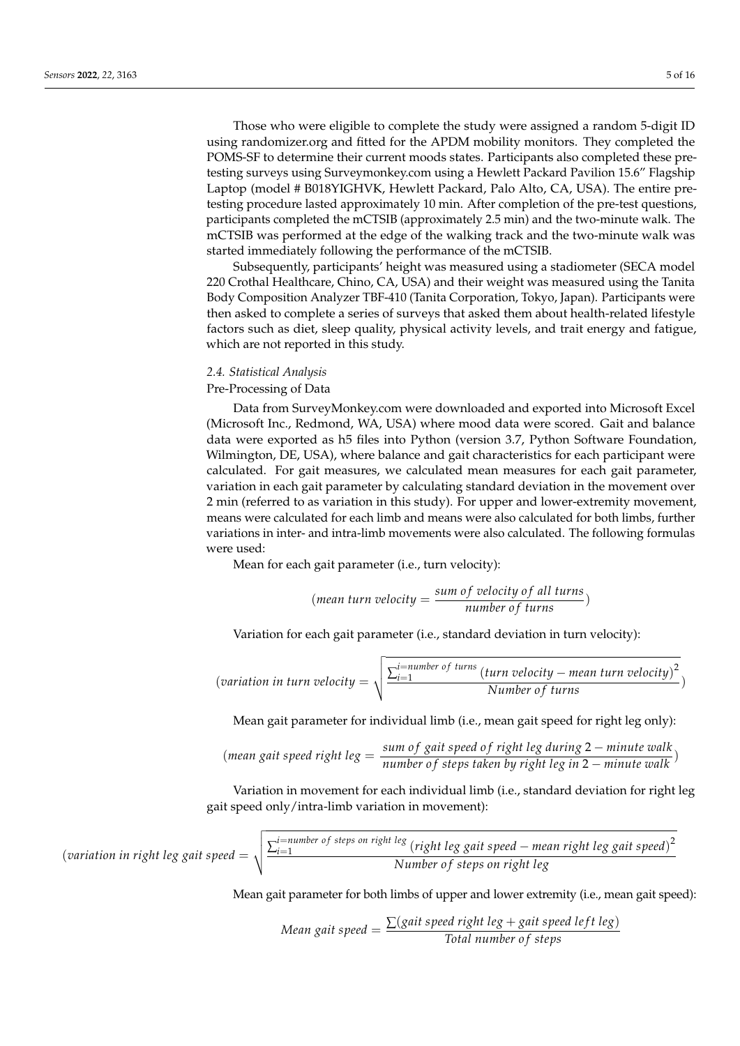Those who were eligible to complete the study were assigned a random 5-digit ID using randomizer.org and fitted for the APDM mobility monitors. They completed the POMS-SF to determine their current moods states. Participants also completed these pre-testing surveys using Surveymonkey.com using a Hewlett Packard Pavilion 15.6″ Flagship Laptop (model # B018YIGHVK, Hewlett Packard, Palo Alto, CA, USA). The entire pre-testing procedure lasted approximately 10 min. After completion of the pre-test questions, participants completed the mCTSIB (approximately 2.5 min) and the two-minute walk. The mCTSIB was performed at the edge of the walking track and the two-minute walk was started immediately following the performance of the mCTSIB.

Subsequently, participants' height was measured using a stadiometer (SECA model 220 Crothal Healthcare, Chino, CA, USA) and their weight was measured using the Tanita Body Composition Analyzer TBF-410 (Tanita Corporation, Tokyo, Japan). Participants were then asked to complete a series of surveys that asked them about health-related lifestyle factors such as diet, sleep quality, physical activity levels, and trait energy and fatigue, which are not reported in this study.

### *2.4. Statistical Analysis*

Pre-Processing of Data

Data from SurveyMonkey.com were downloaded and exported into Microsoft Excel (Microsoft Inc., Redmond, WA, USA) where mood data were scored. Gait and balance data were exported as h5 files into Python (version 3.7, Python Software Foundation, Wilmington, DE, USA), where balance and gait characteristics for each participant were calculated. For gait measures, we calculated mean measures for each gait parameter, variation in each gait parameter by calculating standard deviation in the movement over 2 min (referred to as variation in this study). For upper and lower-extremity movement, means were calculated for each limb and means were also calculated for both limbs, further variations in inter- and intra-limb movements were also calculated. The following formulas were used:

Mean for each gait parameter (i.e., turn velocity):

$$(mean\ turn\ velocity = \frac{sum\ of\ velocity\ of\ all\ turns}{number\ of\ turns})$$

Variation for each gait parameter (i.e., standard deviation in turn velocity):

$$(variation\ in\ turn\ velocity = \sqrt{\frac{\sum_{i=1}^{i=number\ of\ turns}(turn\ velocity - mean\ turn\ velocity)^2}{Number\ of\ turns}})$$

Mean gait parameter for individual limb (i.e., mean gait speed for right leg only):

$$(mean\ gait\ speed\ right\ leg = \frac{sum\ of\ gait\ speed\ of\ right\ leg\ during\ 2-minute\ walk}{number\ of\ steps\ taken\ by\ right\ leg\ in\ 2-minute\ walk})$$

Variation in movement for each individual limb (i.e., standard deviation for right leg gait speed only/intra-limb variation in movement):

$$(variation\ in\ right\ leg\ gait\ speed = \sqrt{\frac{\sum_{i=1}^{i=number\ of\ steps\ on\ right\ leg}(right\ leg\ gait\ speed - mean\ right\ leg\ gait\ speed)^2}{Number\ of\ steps\ on\ right\ leg}}$$

Mean gait parameter for both limbs of upper and lower extremity (i.e., mean gait speed):

$$Mean\ gait\ speed = \frac{\sum(gait\ speed\ right\ leg + gait\ speed\ left\ leg)}{Total\ number\ of\ steps}$$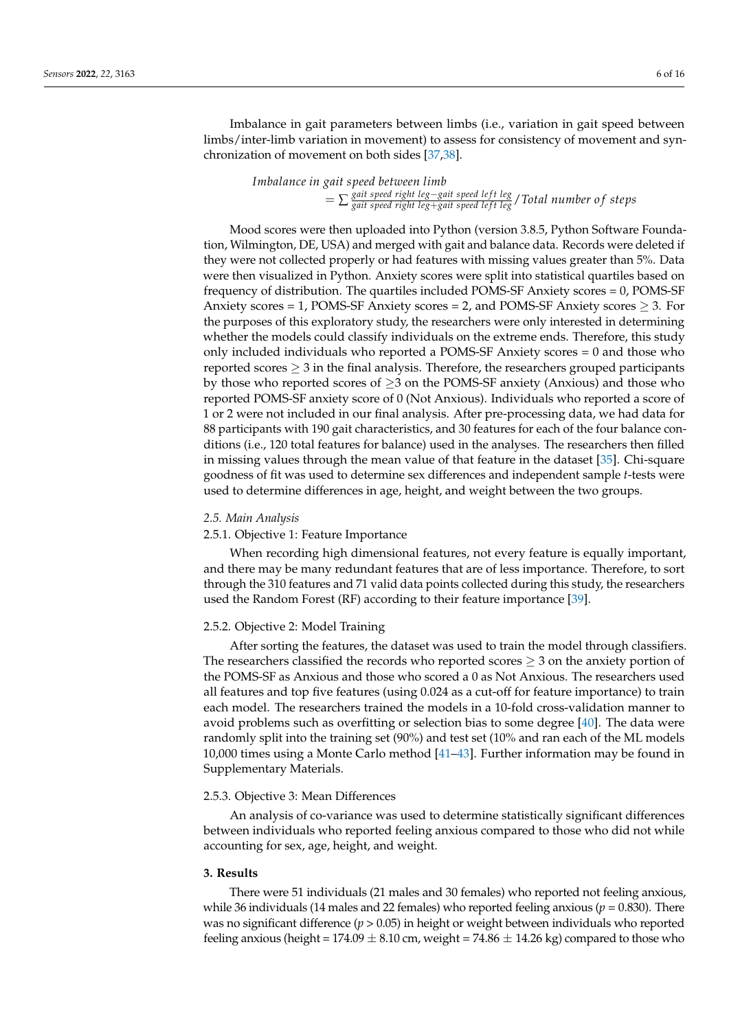Imbalance in gait parameters between limbs (i.e., variation in gait speed between limbs/inter-limb variation in movement) to assess for consistency of movement and synchronization of movement on both sides [37,38].

$$\begin{aligned} &\textit{Imbalance in gait speed between limb} \\ &= \sum \frac{\textit{gait speed right leg} - \textit{gait speed left leg}}{\textit{gait speed right leg} + \textit{gait speed left leg}} / \textit{Total number of steps} \end{aligned}$$

Mood scores were then uploaded into Python (version 3.8.5, Python Software Foundation, Wilmington, DE, USA) and merged with gait and balance data. Records were deleted if they were not collected properly or had features with missing values greater than 5%. Data were then visualized in Python. Anxiety scores were split into statistical quartiles based on frequency of distribution. The quartiles included POMS-SF Anxiety scores = 0, POMS-SF Anxiety scores = 1, POMS-SF Anxiety scores = 2, and POMS-SF Anxiety scores $\geq 3$. For the purposes of this exploratory study, the researchers were only interested in determining whether the models could classify individuals on the extreme ends. Therefore, this study only included individuals who reported a POMS-SF Anxiety scores = 0 and those who reported scores $\geq 3$ in the final analysis. Therefore, the researchers grouped participants by those who reported scores of $\geq 3$ on the POMS-SF anxiety (Anxious) and those who reported POMS-SF anxiety score of 0 (Not Anxious). Individuals who reported a score of 1 or 2 were not included in our final analysis. After pre-processing data, we had data for 88 participants with 190 gait characteristics, and 30 features for each of the four balance conditions (i.e., 120 total features for balance) used in the analyses. The researchers then filled in missing values through the mean value of that feature in the dataset [35]. Chi-square goodness of fit was used to determine sex differences and independent sample *t*-tests were used to determine differences in age, height, and weight between the two groups.

### 2.5. Main Analysis

#### 2.5.1. Objective 1: Feature Importance

When recording high dimensional features, not every feature is equally important, and there may be many redundant features that are of less importance. Therefore, to sort through the 310 features and 71 valid data points collected during this study, the researchers used the Random Forest (RF) according to their feature importance [39].

#### 2.5.2. Objective 2: Model Training

After sorting the features, the dataset was used to train the model through classifiers. The researchers classified the records who reported scores $\geq 3$ on the anxiety portion of the POMS-SF as Anxious and those who scored a 0 as Not Anxious. The researchers used all features and top five features (using 0.024 as a cut-off for feature importance) to train each model. The researchers trained the models in a 10-fold cross-validation manner to avoid problems such as overfitting or selection bias to some degree [40]. The data were randomly split into the training set (90%) and test set (10% and ran each of the ML models 10,000 times using a Monte Carlo method [41–43]. Further information may be found in Supplementary Materials.

#### 2.5.3. Objective 3: Mean Differences

An analysis of co-variance was used to determine statistically significant differences between individuals who reported feeling anxious compared to those who did not while accounting for sex, age, height, and weight.

## 3. Results

There were 51 individuals (21 males and 30 females) who reported not feeling anxious, while 36 individuals (14 males and 22 females) who reported feeling anxious ($p = 0.830$). There was no significant difference ($p > 0.05$) in height or weight between individuals who reported feeling anxious (height = 174.09 $\pm$ 8.10 cm, weight = 74.86 $\pm$ 14.26 kg) compared to those who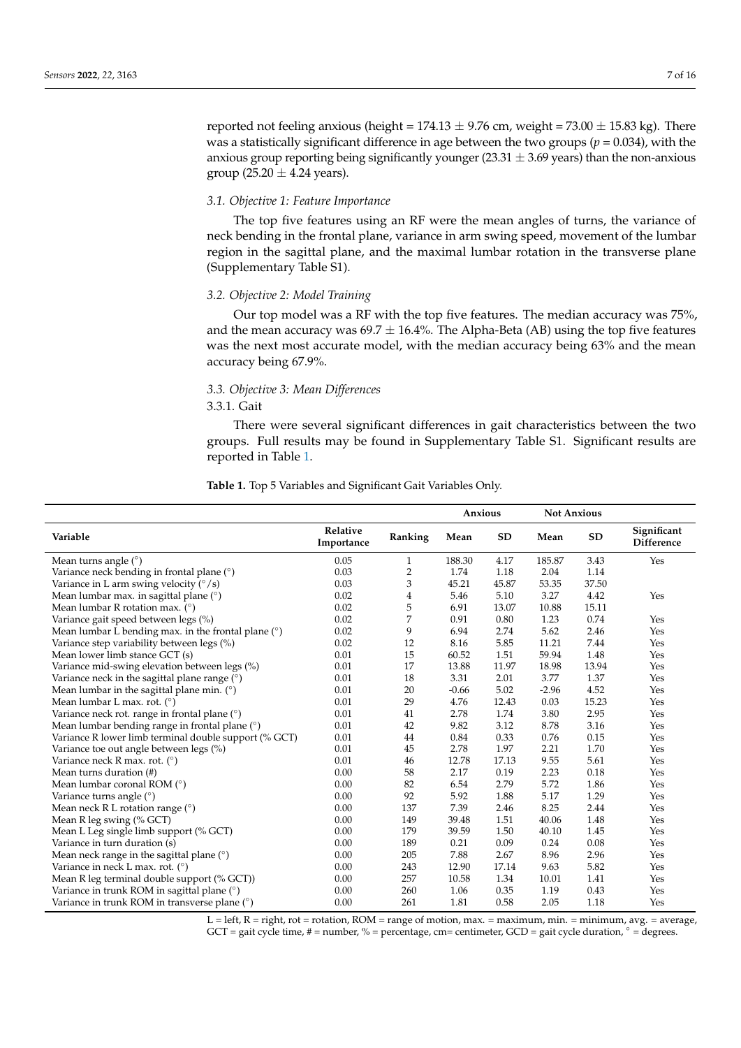reported not feeling anxious (height = 174.13 ± 9.76 cm, weight = 73.00 ± 15.83 kg). There was a statistically significant difference in age between the two groups ($p = 0.034$), with the anxious group reporting being significantly younger (23.31 ± 3.69 years) than the non-anxious group (25.20 ± 4.24 years).

### *3.1. Objective 1: Feature Importance*

The top five features using an RF were the mean angles of turns, the variance of neck bending in the frontal plane, variance in arm swing speed, movement of the lumbar region in the sagittal plane, and the maximal lumbar rotation in the transverse plane (Supplementary Table S1).

### *3.2. Objective 2: Model Training*

Our top model was a RF with the top five features. The median accuracy was 75%, and the mean accuracy was 69.7 ± 16.4%. The Alpha-Beta (AB) using the top five features was the next most accurate model, with the median accuracy being 63% and the mean accuracy being 67.9%.

### *3.3. Objective 3: Mean Differences*

#### 3.3.1. Gait

There were several significant differences in gait characteristics between the two groups. Full results may be found in Supplementary Table S1. Significant results are reported in Table 1.

**Table 1.** Top 5 Variables and Significant Gait Variables Only.

| | | | Anxious | | Not Anxious | | |
|---|---|---|---|---|---|---|---|
| **Variable** | **Relative Importance** | **Ranking** | **Mean** | **SD** | **Mean** | **SD** | **Significant Difference** |
| Mean turns angle (°) | 0.05 | 1 | 188.30 | 4.17 | 185.87 | 3.43 | Yes |
| Variance neck bending in frontal plane (°) | 0.03 | 2 | 1.74 | 1.18 | 2.04 | 1.14 | |
| Variance in L arm swing velocity (°/s) | 0.03 | 3 | 45.21 | 45.87 | 53.35 | 37.50 | |
| Mean lumbar max. in sagittal plane (°) | 0.02 | 4 | 5.46 | 5.10 | 3.27 | 4.42 | Yes |
| Mean lumbar R rotation max. (°) | 0.02 | 5 | 6.91 | 13.07 | 10.88 | 15.11 | |
| Variance gait speed between legs (%) | 0.02 | 7 | 0.91 | 0.80 | 1.23 | 0.74 | Yes |
| Mean lumbar L bending max. in the frontal plane (°) | 0.02 | 9 | 6.94 | 2.74 | 5.62 | 2.46 | Yes |
| Variance step variability between legs (%) | 0.02 | 12 | 8.16 | 5.85 | 11.21 | 7.44 | Yes |
| Mean lower limb stance GCT (s) | 0.01 | 15 | 60.52 | 1.51 | 59.94 | 1.48 | Yes |
| Variance mid-swing elevation between legs (%) | 0.01 | 17 | 13.88 | 11.97 | 18.98 | 13.94 | Yes |
| Variance neck in the sagittal plane range (°) | 0.01 | 18 | 3.31 | 2.01 | 3.77 | 1.37 | Yes |
| Mean lumbar in the sagittal plane min. (°) | 0.01 | 20 | -0.66 | 5.02 | -2.96 | 4.52 | Yes |
| Mean lumbar L max. rot. (°) | 0.01 | 29 | 4.76 | 12.43 | 0.03 | 15.23 | Yes |
| Variance neck rot. range in frontal plane (°) | 0.01 | 41 | 2.78 | 1.74 | 3.80 | 2.95 | Yes |
| Mean lumbar bending range in frontal plane (°) | 0.01 | 42 | 9.82 | 3.12 | 8.78 | 3.16 | Yes |
| Variance R lower limb terminal double support (% GCT) | 0.01 | 44 | 0.84 | 0.33 | 0.76 | 0.15 | Yes |
| Variance toe out angle between legs (%) | 0.01 | 45 | 2.78 | 1.97 | 2.21 | 1.70 | Yes |
| Variance neck R max. rot. (°) | 0.01 | 46 | 12.78 | 17.13 | 9.55 | 5.61 | Yes |
| Mean turns duration (#) | 0.00 | 58 | 2.17 | 0.19 | 2.23 | 0.18 | Yes |
| Mean lumbar coronal ROM (°) | 0.00 | 82 | 6.54 | 2.79 | 5.72 | 1.86 | Yes |
| Variance turns angle (°) | 0.00 | 92 | 5.92 | 1.88 | 5.17 | 1.29 | Yes |
| Mean neck R L rotation range (°) | 0.00 | 137 | 7.39 | 2.46 | 8.25 | 2.44 | Yes |
| Mean R leg swing (% GCT) | 0.00 | 149 | 39.48 | 1.51 | 40.06 | 1.48 | Yes |
| Mean L Leg single limb support (% GCT) | 0.00 | 179 | 39.59 | 1.50 | 40.10 | 1.45 | Yes |
| Variance in turn duration (s) | 0.00 | 189 | 0.21 | 0.09 | 0.24 | 0.08 | Yes |
| Mean neck range in the sagittal plane (°) | 0.00 | 205 | 7.88 | 2.67 | 8.96 | 2.96 | Yes |
| Variance in neck L max. rot. (°) | 0.00 | 243 | 12.90 | 17.14 | 9.63 | 5.82 | Yes |
| Mean R leg terminal double support (% GCT)) | 0.00 | 257 | 10.58 | 1.34 | 10.01 | 1.41 | Yes |
| Variance in trunk ROM in sagittal plane (°) | 0.00 | 260 | 1.06 | 0.35 | 1.19 | 0.43 | Yes |
| Variance in trunk ROM in transverse plane (°) | 0.00 | 261 | 1.81 | 0.58 | 2.05 | 1.18 | Yes |

L = left, R = right, rot = rotation, ROM = range of motion, max. = maximum, min. = minimum, avg. = average, GCT = gait cycle time, # = number, % = percentage, cm= centimeter, GCD = gait cycle duration, ° = degrees.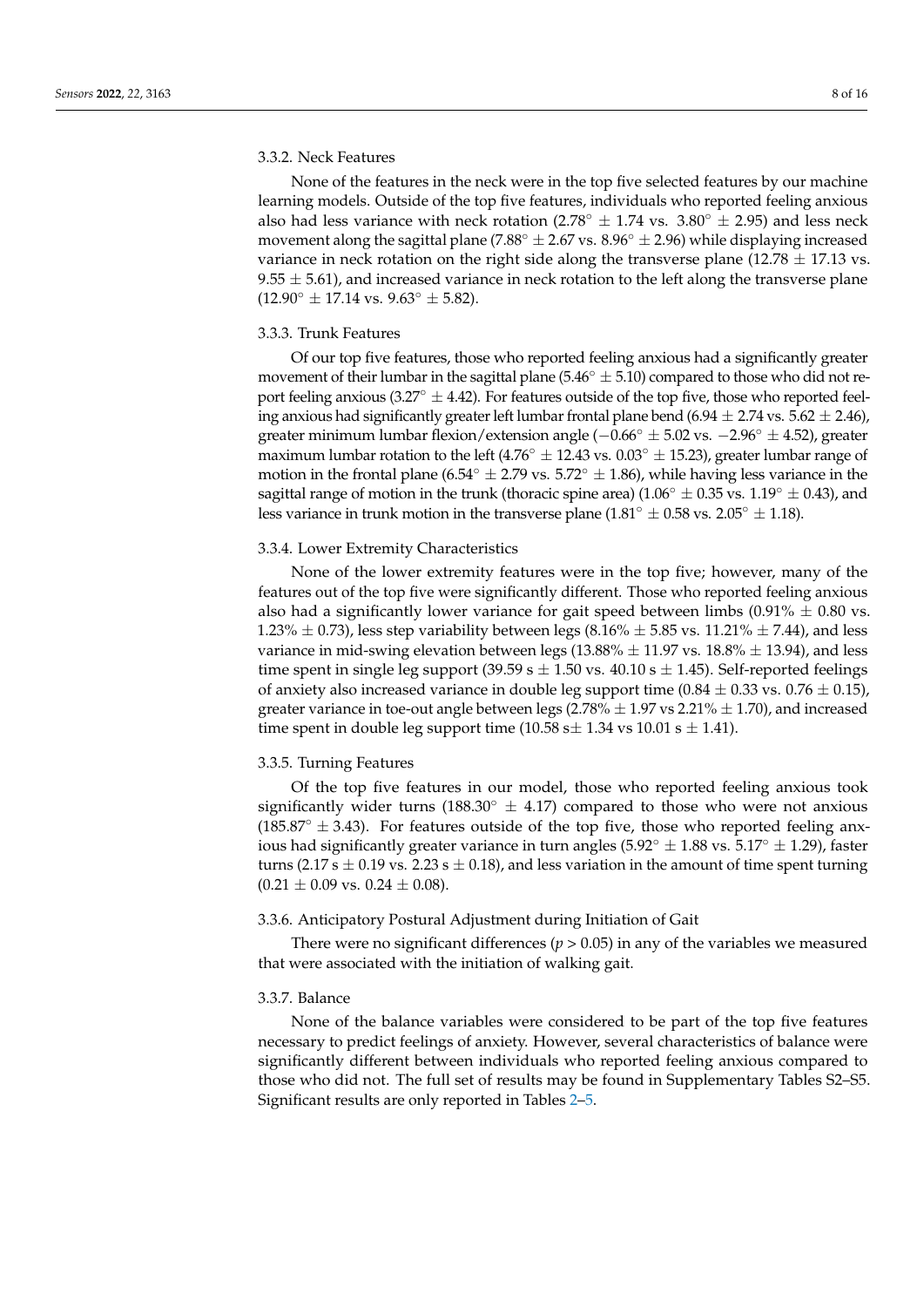### 3.3.2. Neck Features

None of the features in the neck were in the top five selected features by our machine learning models. Outside of the top five features, individuals who reported feeling anxious also had less variance with neck rotation ($2.78^{\circ} \pm 1.74$ vs. $3.80^{\circ} \pm 2.95$) and less neck movement along the sagittal plane ($7.88^{\circ} \pm 2.67$ vs. $8.96^{\circ} \pm 2.96$) while displaying increased variance in neck rotation on the right side along the transverse plane ($12.78 \pm 17.13$ vs. $9.55 \pm 5.61$), and increased variance in neck rotation to the left along the transverse plane ($12.90^{\circ} \pm 17.14$ vs. $9.63^{\circ} \pm 5.82$).

### 3.3.3. Trunk Features

Of our top five features, those who reported feeling anxious had a significantly greater movement of their lumbar in the sagittal plane ($5.46^{\circ} \pm 5.10$) compared to those who did not report feeling anxious ($3.27^{\circ} \pm 4.42$). For features outside of the top five, those who reported feeling anxious had significantly greater left lumbar frontal plane bend ($6.94 \pm 2.74$ vs. $5.62 \pm 2.46$), greater minimum lumbar flexion/extension angle ($-0.66^{\circ} \pm 5.02$ vs. $-2.96^{\circ} \pm 4.52$), greater maximum lumbar rotation to the left ($4.76^{\circ} \pm 12.43$ vs. $0.03^{\circ} \pm 15.23$), greater lumbar range of motion in the frontal plane ($6.54^{\circ} \pm 2.79$ vs. $5.72^{\circ} \pm 1.86$), while having less variance in the sagittal range of motion in the trunk (thoracic spine area) ($1.06^{\circ} \pm 0.35$ vs. $1.19^{\circ} \pm 0.43$), and less variance in trunk motion in the transverse plane ($1.81^{\circ} \pm 0.58$ vs. $2.05^{\circ} \pm 1.18$).

### 3.3.4. Lower Extremity Characteristics

None of the lower extremity features were in the top five; however, many of the features out of the top five were significantly different. Those who reported feeling anxious also had a significantly lower variance for gait speed between limbs ($0.91\% \pm 0.80$ vs. $1.23\% \pm 0.73$), less step variability between legs ($8.16\% \pm 5.85$ vs. $11.21\% \pm 7.44$), and less variance in mid-swing elevation between legs ($13.88\% \pm 11.97$ vs. $18.8\% \pm 13.94$), and less time spent in single leg support ($39.59$ s $\pm 1.50$ vs. $40.10$ s $\pm 1.45$). Self-reported feelings of anxiety also increased variance in double leg support time ($0.84 \pm 0.33$ vs. $0.76 \pm 0.15$), greater variance in toe-out angle between legs ($2.78\% \pm 1.97$ vs $2.21\% \pm 1.70$), and increased time spent in double leg support time ($10.58$ s$\pm 1.34$ vs $10.01$ s $\pm 1.41$).

### 3.3.5. Turning Features

Of the top five features in our model, those who reported feeling anxious took significantly wider turns ($188.30^{\circ} \pm 4.17$) compared to those who were not anxious ($185.87^{\circ} \pm 3.43$). For features outside of the top five, those who reported feeling anxious had significantly greater variance in turn angles ($5.92^{\circ} \pm 1.88$ vs. $5.17^{\circ} \pm 1.29$), faster turns ($2.17$ s $\pm 0.19$ vs. $2.23$ s $\pm 0.18$), and less variation in the amount of time spent turning ($0.21 \pm 0.09$ vs. $0.24 \pm 0.08$).

### 3.3.6. Anticipatory Postural Adjustment during Initiation of Gait

There were no significant differences ($p > 0.05$) in any of the variables we measured that were associated with the initiation of walking gait.

### 3.3.7. Balance

None of the balance variables were considered to be part of the top five features necessary to predict feelings of anxiety. However, several characteristics of balance were significantly different between individuals who reported feeling anxious compared to those who did not. The full set of results may be found in Supplementary Tables S2–S5. Significant results are only reported in Tables 2–5.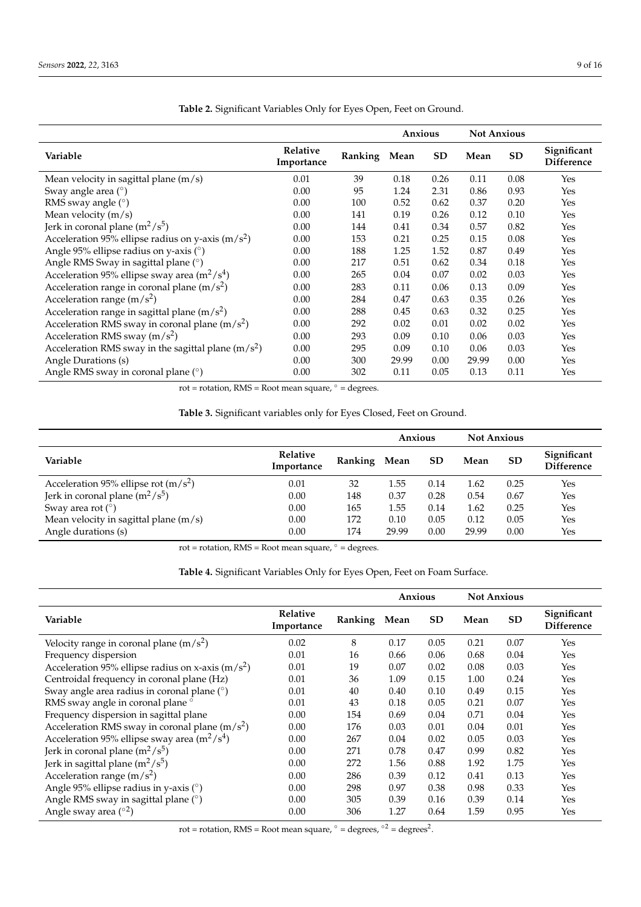**Table 2.** Significant Variables Only for Eyes Open, Feet on Ground.

| Variable | Relative Importance | Ranking | Anxious | | Not Anxious | | Significant Difference |
|---|---|---|---|---|---|---|---|
| | | | Mean | SD | Mean | SD | |
| Mean velocity in sagittal plane (m/s) | 0.01 | 39 | 0.18 | 0.26 | 0.11 | 0.08 | Yes |
| Sway angle area (°) | 0.00 | 95 | 1.24 | 2.31 | 0.86 | 0.93 | Yes |
| RMS sway angle (°) | 0.00 | 100 | 0.52 | 0.62 | 0.37 | 0.20 | Yes |
| Mean velocity (m/s) | 0.00 | 141 | 0.19 | 0.26 | 0.12 | 0.10 | Yes |
| Jerk in coronal plane ($m^2/s^5$) | 0.00 | 144 | 0.41 | 0.34 | 0.57 | 0.82 | Yes |
| Acceleration 95% ellipse radius on y-axis ($m/s^2$) | 0.00 | 153 | 0.21 | 0.25 | 0.15 | 0.08 | Yes |
| Angle 95% ellipse radius on y-axis (°) | 0.00 | 188 | 1.25 | 1.52 | 0.87 | 0.49 | Yes |
| Angle RMS Sway in sagittal plane (°) | 0.00 | 217 | 0.51 | 0.62 | 0.34 | 0.18 | Yes |
| Acceleration 95% ellipse sway area ($m^2/s^4$) | 0.00 | 265 | 0.04 | 0.07 | 0.02 | 0.03 | Yes |
| Acceleration range in coronal plane ($m/s^2$) | 0.00 | 283 | 0.11 | 0.06 | 0.13 | 0.09 | Yes |
| Acceleration range ($m/s^2$) | 0.00 | 284 | 0.47 | 0.63 | 0.35 | 0.26 | Yes |
| Acceleration range in sagittal plane ($m/s^2$) | 0.00 | 288 | 0.45 | 0.63 | 0.32 | 0.25 | Yes |
| Acceleration RMS sway in coronal plane ($m/s^2$) | 0.00 | 292 | 0.02 | 0.01 | 0.02 | 0.02 | Yes |
| Acceleration RMS sway ($m/s^2$) | 0.00 | 293 | 0.09 | 0.10 | 0.06 | 0.03 | Yes |
| Acceleration RMS sway in the sagittal plane ($m/s^2$) | 0.00 | 295 | 0.09 | 0.10 | 0.06 | 0.03 | Yes |
| Angle Durations (s) | 0.00 | 300 | 29.99 | 0.00 | 29.99 | 0.00 | Yes |
| Angle RMS sway in coronal plane (°) | 0.00 | 302 | 0.11 | 0.05 | 0.13 | 0.11 | Yes |

rot = rotation, RMS = Root mean square, ° = degrees.

**Table 3.** Significant variables only for Eyes Closed, Feet on Ground.

| Variable | Relative Importance | Ranking | Anxious | | Not Anxious | | Significant Difference |
|---|---|---|---|---|---|---|---|
| | | | Mean | SD | Mean | SD | |
| Acceleration 95% ellipse rot ($m/s^2$) | 0.01 | 32 | 1.55 | 0.14 | 1.62 | 0.25 | Yes |
| Jerk in coronal plane ($m^2/s^5$) | 0.00 | 148 | 0.37 | 0.28 | 0.54 | 0.67 | Yes |
| Sway area rot (°) | 0.00 | 165 | 1.55 | 0.14 | 1.62 | 0.25 | Yes |
| Mean velocity in sagittal plane (m/s) | 0.00 | 172 | 0.10 | 0.05 | 0.12 | 0.05 | Yes |
| Angle durations (s) | 0.00 | 174 | 29.99 | 0.00 | 29.99 | 0.00 | Yes |

rot = rotation, RMS = Root mean square, ° = degrees.

**Table 4.** Significant Variables Only for Eyes Open, Feet on Foam Surface.

| Variable | Relative Importance | Ranking | Anxious | | Not Anxious | | Significant Difference |
|---|---|---|---|---|---|---|---|
| | | | Mean | SD | Mean | SD | |
| Velocity range in coronal plane ($m/s^2$) | 0.02 | 8 | 0.17 | 0.05 | 0.21 | 0.07 | Yes |
| Frequency dispersion | 0.01 | 16 | 0.66 | 0.06 | 0.68 | 0.04 | Yes |
| Acceleration 95% ellipse radius on x-axis ($m/s^2$) | 0.01 | 19 | 0.07 | 0.02 | 0.08 | 0.03 | Yes |
| Centroidal frequency in coronal plane (Hz) | 0.01 | 36 | 1.09 | 0.15 | 1.00 | 0.24 | Yes |
| Sway angle area radius in coronal plane (°) | 0.01 | 40 | 0.40 | 0.10 | 0.49 | 0.15 | Yes |
| RMS sway angle in coronal plane ° | 0.01 | 43 | 0.18 | 0.05 | 0.21 | 0.07 | Yes |
| Frequency dispersion in sagittal plane | 0.00 | 154 | 0.69 | 0.04 | 0.71 | 0.04 | Yes |
| Acceleration RMS sway in coronal plane ($m/s^2$) | 0.00 | 176 | 0.03 | 0.01 | 0.04 | 0.01 | Yes |
| Acceleration 95% ellipse sway area ($m^2/s^4$) | 0.00 | 267 | 0.04 | 0.02 | 0.05 | 0.03 | Yes |
| Jerk in coronal plane ($m^2/s^5$) | 0.00 | 271 | 0.78 | 0.47 | 0.99 | 0.82 | Yes |
| Jerk in sagittal plane ($m^2/s^5$) | 0.00 | 272 | 1.56 | 0.88 | 1.92 | 1.75 | Yes |
| Acceleration range ($m/s^2$) | 0.00 | 286 | 0.39 | 0.12 | 0.41 | 0.13 | Yes |
| Angle 95% ellipse radius in y-axis (°) | 0.00 | 298 | 0.97 | 0.38 | 0.98 | 0.33 | Yes |
| Angle RMS sway in sagittal plane (°) | 0.00 | 305 | 0.39 | 0.16 | 0.39 | 0.14 | Yes |
| Angle sway area ($°^2$) | 0.00 | 306 | 1.27 | 0.64 | 1.59 | 0.95 | Yes |

rot = rotation, RMS = Root mean square, ° = degrees, $°^2$ = degrees$^2$.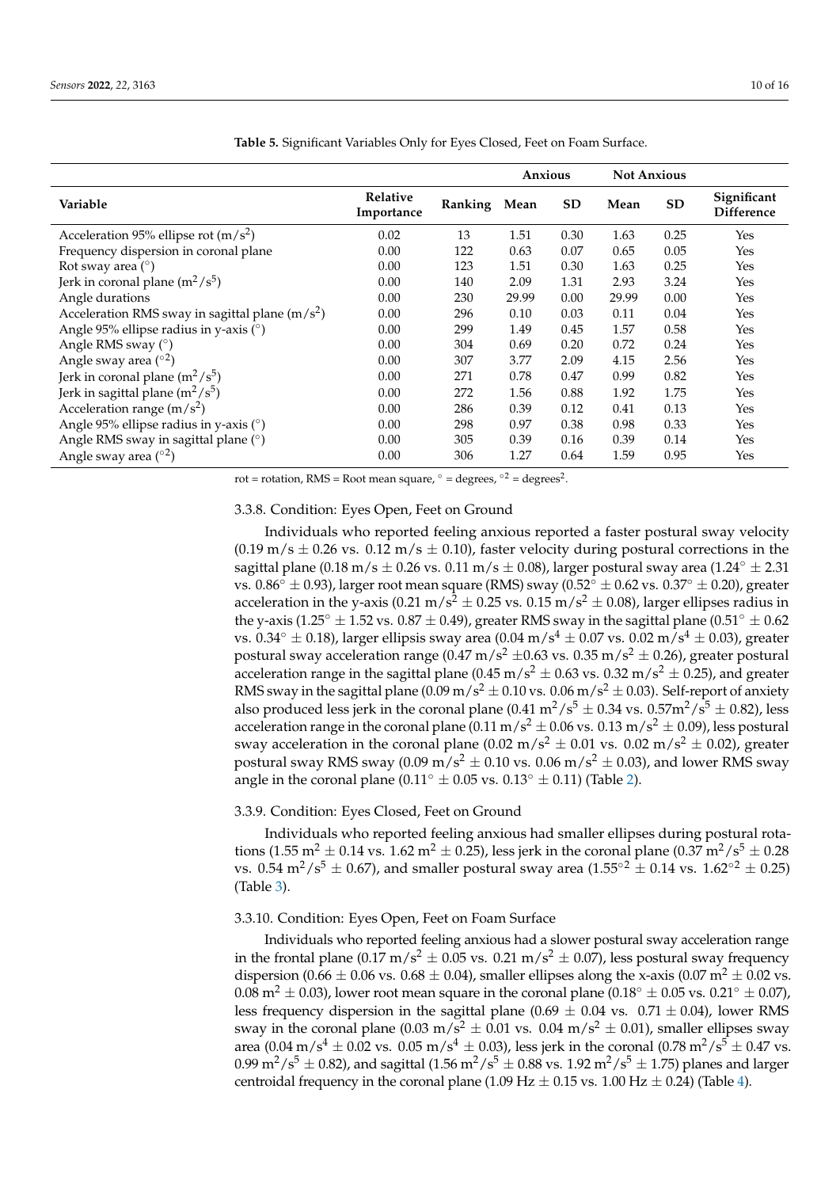**Table 5.** Significant Variables Only for Eyes Closed, Feet on Foam Surface.

| Variable | Relative Importance | Ranking | Anxious | | Not Anxious | | Significant Difference |
|---|---|---|---|---|---|---|---|
| | | | Mean | SD | Mean | SD | |
| Acceleration 95% ellipse rot ($m/s^2$) | 0.02 | 13 | 1.51 | 0.30 | 1.63 | 0.25 | Yes |
| Frequency dispersion in coronal plane | 0.00 | 122 | 0.63 | 0.07 | 0.65 | 0.05 | Yes |
| Rot sway area (°) | 0.00 | 123 | 1.51 | 0.30 | 1.63 | 0.25 | Yes |
| Jerk in coronal plane ($m^2/s^5$) | 0.00 | 140 | 2.09 | 1.31 | 2.93 | 3.24 | Yes |
| Angle durations | 0.00 | 230 | 29.99 | 0.00 | 29.99 | 0.00 | Yes |
| Acceleration RMS sway in sagittal plane ($m/s^2$) | 0.00 | 296 | 0.10 | 0.03 | 0.11 | 0.04 | Yes |
| Angle 95% ellipse radius in y-axis (°) | 0.00 | 299 | 1.49 | 0.45 | 1.57 | 0.58 | Yes |
| Angle RMS sway (°) | 0.00 | 304 | 0.69 | 0.20 | 0.72 | 0.24 | Yes |
| Angle sway area ($°^2$) | 0.00 | 307 | 3.77 | 2.09 | 4.15 | 2.56 | Yes |
| Jerk in coronal plane ($m^2/s^5$) | 0.00 | 271 | 0.78 | 0.47 | 0.99 | 0.82 | Yes |
| Jerk in sagittal plane ($m^2/s^5$) | 0.00 | 272 | 1.56 | 0.88 | 1.92 | 1.75 | Yes |
| Acceleration range ($m/s^2$) | 0.00 | 286 | 0.39 | 0.12 | 0.41 | 0.13 | Yes |
| Angle 95% ellipse radius in y-axis (°) | 0.00 | 298 | 0.97 | 0.38 | 0.98 | 0.33 | Yes |
| Angle RMS sway in sagittal plane (°) | 0.00 | 305 | 0.39 | 0.16 | 0.39 | 0.14 | Yes |
| Angle sway area ($°^2$) | 0.00 | 306 | 1.27 | 0.64 | 1.59 | 0.95 | Yes |

rot = rotation, RMS = Root mean square, ° = degrees, $°^2$ = degrees$^2$.

#### 3.3.8. Condition: Eyes Open, Feet on Ground

Individuals who reported feeling anxious reported a faster postural sway velocity (0.19 m/s ± 0.26 vs. 0.12 m/s ± 0.10), faster velocity during postural corrections in the sagittal plane (0.18 m/s ± 0.26 vs. 0.11 m/s ± 0.08), larger postural sway area (1.24° ± 2.31 vs. 0.86° ± 0.93), larger root mean square (RMS) sway (0.52° ± 0.62 vs. 0.37° ± 0.20), greater acceleration in the y-axis (0.21 $m/s^2$ ± 0.25 vs. 0.15 $m/s^2$ ± 0.08), larger ellipses radius in the y-axis (1.25° ± 1.52 vs. 0.87 ± 0.49), greater RMS sway in the sagittal plane (0.51° ± 0.62 vs. 0.34° ± 0.18), larger ellipsis sway area (0.04 $m/s^4$ ± 0.07 vs. 0.02 $m/s^4$ ± 0.03), greater postural sway acceleration range (0.47 $m/s^2$ ±0.63 vs. 0.35 $m/s^2$ ± 0.26), greater postural acceleration range in the sagittal plane (0.45 $m/s^2$ ± 0.63 vs. 0.32 $m/s^2$ ± 0.25), and greater RMS sway in the sagittal plane (0.09 $m/s^2$ ± 0.10 vs. 0.06 $m/s^2$ ± 0.03). Self-report of anxiety also produced less jerk in the coronal plane (0.41 $m^2/s^5$ ± 0.34 vs. 0.57$m^2/s^5$ ± 0.82), less acceleration range in the coronal plane (0.11 $m/s^2$ ± 0.06 vs. 0.13 $m/s^2$ ± 0.09), less postural sway acceleration in the coronal plane (0.02 $m/s^2$ ± 0.01 vs. 0.02 $m/s^2$ ± 0.02), greater postural sway RMS sway (0.09 $m/s^2$ ± 0.10 vs. 0.06 $m/s^2$ ± 0.03), and lower RMS sway angle in the coronal plane (0.11° ± 0.05 vs. 0.13° ± 0.11) (Table 2).

#### 3.3.9. Condition: Eyes Closed, Feet on Ground

Individuals who reported feeling anxious had smaller ellipses during postural rotations (1.55 $m^2$ ± 0.14 vs. 1.62 $m^2$ ± 0.25), less jerk in the coronal plane (0.37 $m^2/s^5$ ± 0.28 vs. 0.54 $m^2/s^5$ ± 0.67), and smaller postural sway area (1.55$°^2$ ± 0.14 vs. 1.62$°^2$ ± 0.25) (Table 3).

#### 3.3.10. Condition: Eyes Open, Feet on Foam Surface

Individuals who reported feeling anxious had a slower postural sway acceleration range in the frontal plane (0.17 $m/s^2$ ± 0.05 vs. 0.21 $m/s^2$ ± 0.07), less postural sway frequency dispersion (0.66 ± 0.06 vs. 0.68 ± 0.04), smaller ellipses along the x-axis (0.07 $m^2$ ± 0.02 vs. 0.08 $m^2$ ± 0.03), lower root mean square in the coronal plane (0.18° ± 0.05 vs. 0.21° ± 0.07), less frequency dispersion in the sagittal plane (0.69 ± 0.04 vs. 0.71 ± 0.04), lower RMS sway in the coronal plane (0.03 $m/s^2$ ± 0.01 vs. 0.04 $m/s^2$ ± 0.01), smaller ellipses sway area (0.04 $m/s^4$ ± 0.02 vs. 0.05 $m/s^4$ ± 0.03), less jerk in the coronal (0.78 $m^2/s^5$ ± 0.47 vs. 0.99 $m^2/s^5$ ± 0.82), and sagittal (1.56 $m^2/s^5$ ± 0.88 vs. 1.92 $m^2/s^5$ ± 1.75) planes and larger centroidal frequency in the coronal plane (1.09 Hz ± 0.15 vs. 1.00 Hz ± 0.24) (Table 4).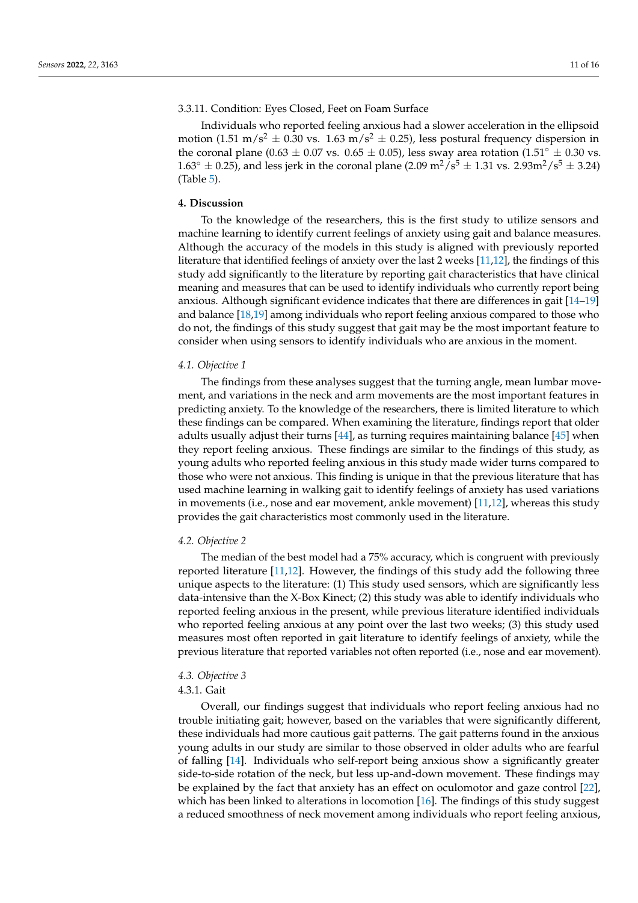#### 3.3.11. Condition: Eyes Closed, Feet on Foam Surface

Individuals who reported feeling anxious had a slower acceleration in the ellipsoid motion (1.51 $m/s^2 \pm 0.30$ vs. 1.63 $m/s^2 \pm 0.25$), less postural frequency dispersion in the coronal plane ($0.63 \pm 0.07$ vs. $0.65 \pm 0.05$), less sway area rotation ($1.51^\circ \pm 0.30$ vs. $1.63^\circ \pm 0.25$), and less jerk in the coronal plane (2.09 $m^2/s^5 \pm 1.31$ vs. 2.93$m^2/s^5 \pm 3.24$) (Table 5).

## 4. Discussion

To the knowledge of the researchers, this is the first study to utilize sensors and machine learning to identify current feelings of anxiety using gait and balance measures. Although the accuracy of the models in this study is aligned with previously reported literature that identified feelings of anxiety over the last 2 weeks [11,12], the findings of this study add significantly to the literature by reporting gait characteristics that have clinical meaning and measures that can be used to identify individuals who currently report being anxious. Although significant evidence indicates that there are differences in gait [14–19] and balance [18,19] among individuals who report feeling anxious compared to those who do not, the findings of this study suggest that gait may be the most important feature to consider when using sensors to identify individuals who are anxious in the moment.

### *4.1. Objective 1*

The findings from these analyses suggest that the turning angle, mean lumbar movement, and variations in the neck and arm movements are the most important features in predicting anxiety. To the knowledge of the researchers, there is limited literature to which these findings can be compared. When examining the literature, findings report that older adults usually adjust their turns [44], as turning requires maintaining balance [45] when they report feeling anxious. These findings are similar to the findings of this study, as young adults who reported feeling anxious in this study made wider turns compared to those who were not anxious. This finding is unique in that the previous literature that has used machine learning in walking gait to identify feelings of anxiety has used variations in movements (i.e., nose and ear movement, ankle movement) [11,12], whereas this study provides the gait characteristics most commonly used in the literature.

### *4.2. Objective 2*

The median of the best model had a 75% accuracy, which is congruent with previously reported literature [11,12]. However, the findings of this study add the following three unique aspects to the literature: (1) This study used sensors, which are significantly less data-intensive than the X-Box Kinect; (2) this study was able to identify individuals who reported feeling anxious in the present, while previous literature identified individuals who reported feeling anxious at any point over the last two weeks; (3) this study used measures most often reported in gait literature to identify feelings of anxiety, while the previous literature that reported variables not often reported (i.e., nose and ear movement).

### *4.3. Objective 3*

#### 4.3.1. Gait

Overall, our findings suggest that individuals who report feeling anxious had no trouble initiating gait; however, based on the variables that were significantly different, these individuals had more cautious gait patterns. The gait patterns found in the anxious young adults in our study are similar to those observed in older adults who are fearful of falling [14]. Individuals who self-report being anxious show a significantly greater side-to-side rotation of the neck, but less up-and-down movement. These findings may be explained by the fact that anxiety has an effect on oculomotor and gaze control [22], which has been linked to alterations in locomotion [16]. The findings of this study suggest a reduced smoothness of neck movement among individuals who report feeling anxious,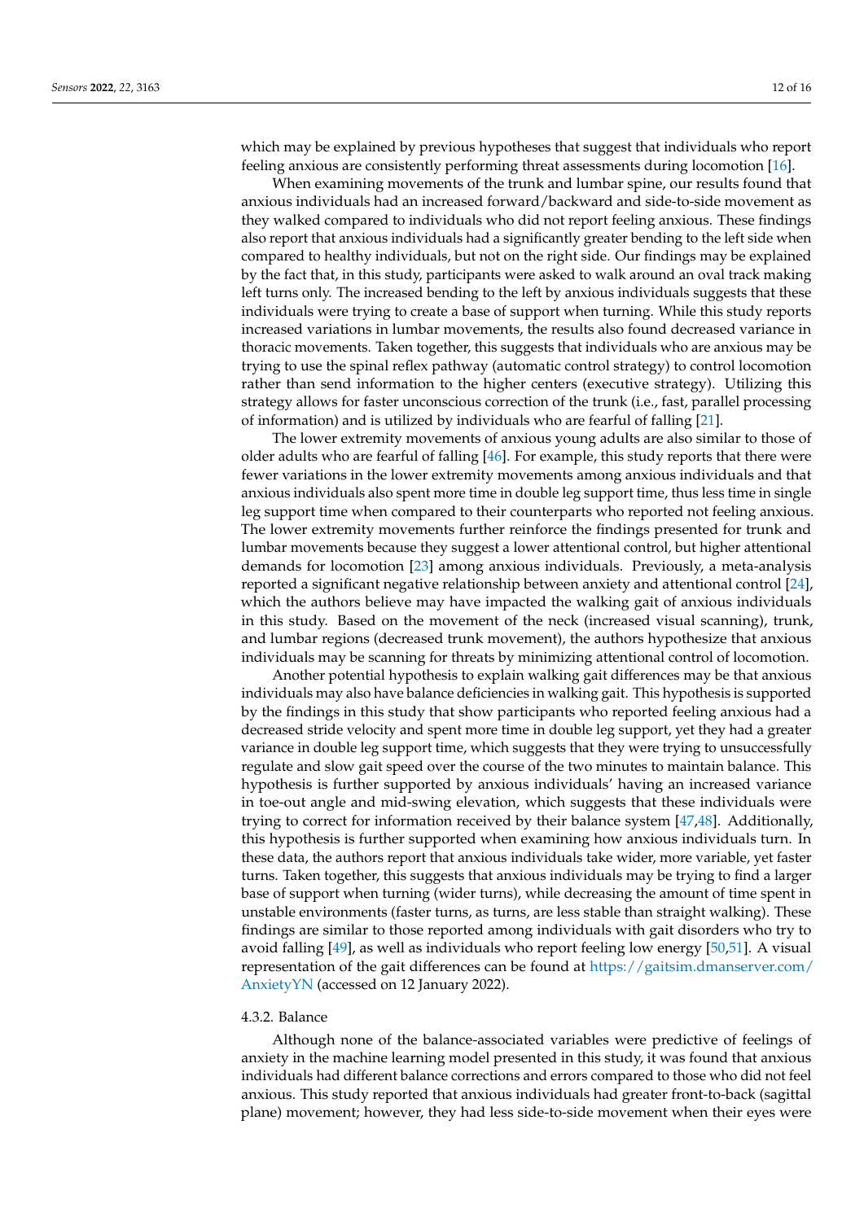which may be explained by previous hypotheses that suggest that individuals who report feeling anxious are consistently performing threat assessments during locomotion [16].

When examining movements of the trunk and lumbar spine, our results found that anxious individuals had an increased forward/backward and side-to-side movement as they walked compared to individuals who did not report feeling anxious. These findings also report that anxious individuals had a significantly greater bending to the left side when compared to healthy individuals, but not on the right side. Our findings may be explained by the fact that, in this study, participants were asked to walk around an oval track making left turns only. The increased bending to the left by anxious individuals suggests that these individuals were trying to create a base of support when turning. While this study reports increased variations in lumbar movements, the results also found decreased variance in thoracic movements. Taken together, this suggests that individuals who are anxious may be trying to use the spinal reflex pathway (automatic control strategy) to control locomotion rather than send information to the higher centers (executive strategy). Utilizing this strategy allows for faster unconscious correction of the trunk (i.e., fast, parallel processing of information) and is utilized by individuals who are fearful of falling [21].

The lower extremity movements of anxious young adults are also similar to those of older adults who are fearful of falling [46]. For example, this study reports that there were fewer variations in the lower extremity movements among anxious individuals and that anxious individuals also spent more time in double leg support time, thus less time in single leg support time when compared to their counterparts who reported not feeling anxious. The lower extremity movements further reinforce the findings presented for trunk and lumbar movements because they suggest a lower attentional control, but higher attentional demands for locomotion [23] among anxious individuals. Previously, a meta-analysis reported a significant negative relationship between anxiety and attentional control [24], which the authors believe may have impacted the walking gait of anxious individuals in this study. Based on the movement of the neck (increased visual scanning), trunk, and lumbar regions (decreased trunk movement), the authors hypothesize that anxious individuals may be scanning for threats by minimizing attentional control of locomotion.

Another potential hypothesis to explain walking gait differences may be that anxious individuals may also have balance deficiencies in walking gait. This hypothesis is supported by the findings in this study that show participants who reported feeling anxious had a decreased stride velocity and spent more time in double leg support, yet they had a greater variance in double leg support time, which suggests that they were trying to unsuccessfully regulate and slow gait speed over the course of the two minutes to maintain balance. This hypothesis is further supported by anxious individuals' having an increased variance in toe-out angle and mid-swing elevation, which suggests that these individuals were trying to correct for information received by their balance system [47,48]. Additionally, this hypothesis is further supported when examining how anxious individuals turn. In these data, the authors report that anxious individuals take wider, more variable, yet faster turns. Taken together, this suggests that anxious individuals may be trying to find a larger base of support when turning (wider turns), while decreasing the amount of time spent in unstable environments (faster turns, as turns, are less stable than straight walking). These findings are similar to those reported among individuals with gait disorders who try to avoid falling [49], as well as individuals who report feeling low energy [50,51]. A visual representation of the gait differences can be found at https://gaitsim.dmanserver.com/AnxietyYN (accessed on 12 January 2022).

#### 4.3.2. Balance

Although none of the balance-associated variables were predictive of feelings of anxiety in the machine learning model presented in this study, it was found that anxious individuals had different balance corrections and errors compared to those who did not feel anxious. This study reported that anxious individuals had greater front-to-back (sagittal plane) movement; however, they had less side-to-side movement when their eyes were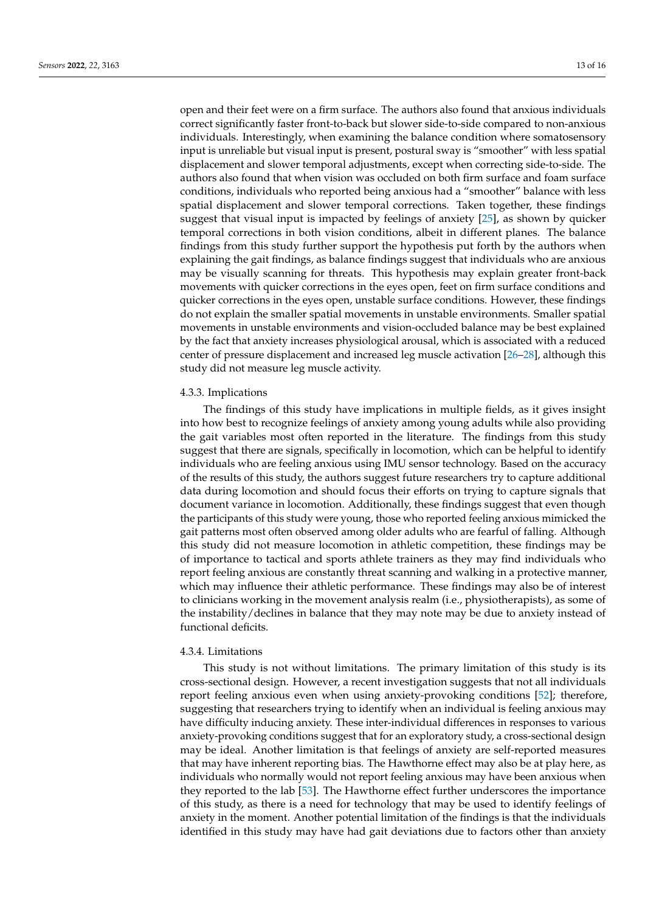open and their feet were on a firm surface. The authors also found that anxious individuals correct significantly faster front-to-back but slower side-to-side compared to non-anxious individuals. Interestingly, when examining the balance condition where somatosensory input is unreliable but visual input is present, postural sway is "smoother" with less spatial displacement and slower temporal adjustments, except when correcting side-to-side. The authors also found that when vision was occluded on both firm surface and foam surface conditions, individuals who reported being anxious had a "smoother" balance with less spatial displacement and slower temporal corrections. Taken together, these findings suggest that visual input is impacted by feelings of anxiety [25], as shown by quicker temporal corrections in both vision conditions, albeit in different planes. The balance findings from this study further support the hypothesis put forth by the authors when explaining the gait findings, as balance findings suggest that individuals who are anxious may be visually scanning for threats. This hypothesis may explain greater front-back movements with quicker corrections in the eyes open, feet on firm surface conditions and quicker corrections in the eyes open, unstable surface conditions. However, these findings do not explain the smaller spatial movements in unstable environments. Smaller spatial movements in unstable environments and vision-occluded balance may be best explained by the fact that anxiety increases physiological arousal, which is associated with a reduced center of pressure displacement and increased leg muscle activation [26–28], although this study did not measure leg muscle activity.

#### 4.3.3. Implications

The findings of this study have implications in multiple fields, as it gives insight into how best to recognize feelings of anxiety among young adults while also providing the gait variables most often reported in the literature. The findings from this study suggest that there are signals, specifically in locomotion, which can be helpful to identify individuals who are feeling anxious using IMU sensor technology. Based on the accuracy of the results of this study, the authors suggest future researchers try to capture additional data during locomotion and should focus their efforts on trying to capture signals that document variance in locomotion. Additionally, these findings suggest that even though the participants of this study were young, those who reported feeling anxious mimicked the gait patterns most often observed among older adults who are fearful of falling. Although this study did not measure locomotion in athletic competition, these findings may be of importance to tactical and sports athlete trainers as they may find individuals who report feeling anxious are constantly threat scanning and walking in a protective manner, which may influence their athletic performance. These findings may also be of interest to clinicians working in the movement analysis realm (i.e., physiotherapists), as some of the instability/declines in balance that they may note may be due to anxiety instead of functional deficits.

#### 4.3.4. Limitations

This study is not without limitations. The primary limitation of this study is its cross-sectional design. However, a recent investigation suggests that not all individuals report feeling anxious even when using anxiety-provoking conditions [52]; therefore, suggesting that researchers trying to identify when an individual is feeling anxious may have difficulty inducing anxiety. These inter-individual differences in responses to various anxiety-provoking conditions suggest that for an exploratory study, a cross-sectional design may be ideal. Another limitation is that feelings of anxiety are self-reported measures that may have inherent reporting bias. The Hawthorne effect may also be at play here, as individuals who normally would not report feeling anxious may have been anxious when they reported to the lab [53]. The Hawthorne effect further underscores the importance of this study, as there is a need for technology that may be used to identify feelings of anxiety in the moment. Another potential limitation of the findings is that the individuals identified in this study may have had gait deviations due to factors other than anxiety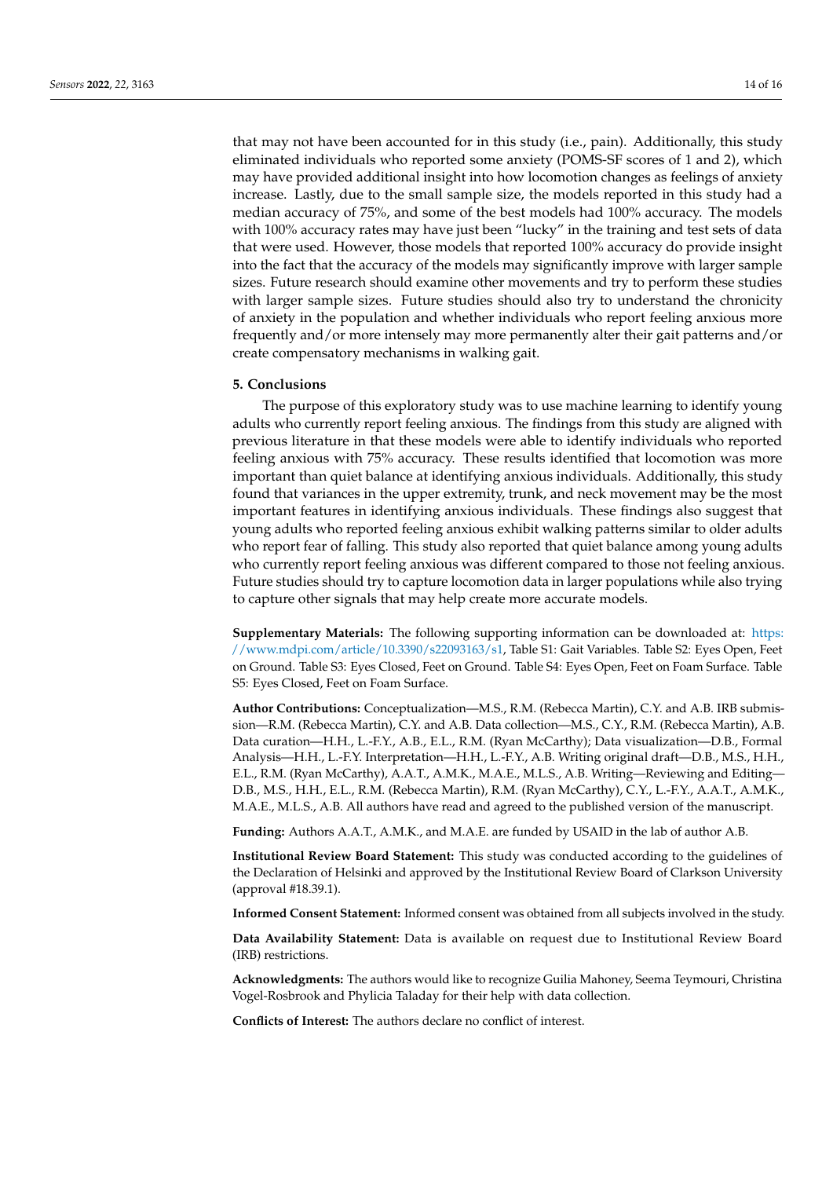that may not have been accounted for in this study (i.e., pain). Additionally, this study eliminated individuals who reported some anxiety (POMS-SF scores of 1 and 2), which may have provided additional insight into how locomotion changes as feelings of anxiety increase. Lastly, due to the small sample size, the models reported in this study had a median accuracy of 75%, and some of the best models had 100% accuracy. The models with 100% accuracy rates may have just been "lucky" in the training and test sets of data that were used. However, those models that reported 100% accuracy do provide insight into the fact that the accuracy of the models may significantly improve with larger sample sizes. Future research should examine other movements and try to perform these studies with larger sample sizes. Future studies should also try to understand the chronicity of anxiety in the population and whether individuals who report feeling anxious more frequently and/or more intensely may more permanently alter their gait patterns and/or create compensatory mechanisms in walking gait.

## 5. Conclusions

The purpose of this exploratory study was to use machine learning to identify young adults who currently report feeling anxious. The findings from this study are aligned with previous literature in that these models were able to identify individuals who reported feeling anxious with 75% accuracy. These results identified that locomotion was more important than quiet balance at identifying anxious individuals. Additionally, this study found that variances in the upper extremity, trunk, and neck movement may be the most important features in identifying anxious individuals. These findings also suggest that young adults who reported feeling anxious exhibit walking patterns similar to older adults who report fear of falling. This study also reported that quiet balance among young adults who currently report feeling anxious was different compared to those not feeling anxious. Future studies should try to capture locomotion data in larger populations while also trying to capture other signals that may help create more accurate models.

**Supplementary Materials:** The following supporting information can be downloaded at: https://www.mdpi.com/article/10.3390/s22093163/s1, Table S1: Gait Variables. Table S2: Eyes Open, Feet on Ground. Table S3: Eyes Closed, Feet on Ground. Table S4: Eyes Open, Feet on Foam Surface. Table S5: Eyes Closed, Feet on Foam Surface.

**Author Contributions:** Conceptualization—M.S., R.M. (Rebecca Martin), C.Y. and A.B. IRB submission—R.M. (Rebecca Martin), C.Y. and A.B. Data collection—M.S., C.Y., R.M. (Rebecca Martin), A.B. Data curation—H.H., L.-F.Y., A.B., E.L., R.M. (Ryan McCarthy); Data visualization—D.B., Formal Analysis—H.H., L.-F.Y. Interpretation—H.H., L.-F.Y., A.B. Writing original draft—D.B., M.S., H.H., E.L., R.M. (Ryan McCarthy), A.A.T., A.M.K., M.A.E., M.L.S., A.B. Writing—Reviewing and Editing—D.B., M.S., H.H., E.L., R.M. (Rebecca Martin), R.M. (Ryan McCarthy), C.Y., L.-F.Y., A.A.T., A.M.K., M.A.E., M.L.S., A.B. All authors have read and agreed to the published version of the manuscript.

**Funding:** Authors A.A.T., A.M.K., and M.A.E. are funded by USAID in the lab of author A.B.

**Institutional Review Board Statement:** This study was conducted according to the guidelines of the Declaration of Helsinki and approved by the Institutional Review Board of Clarkson University (approval #18.39.1).

**Informed Consent Statement:** Informed consent was obtained from all subjects involved in the study.

**Data Availability Statement:** Data is available on request due to Institutional Review Board (IRB) restrictions.

**Acknowledgments:** The authors would like to recognize Guilia Mahoney, Seema Teymouri, Christina Vogel-Rosbrook and Phylicia Taladay for their help with data collection.

**Conflicts of Interest:** The authors declare no conflict of interest.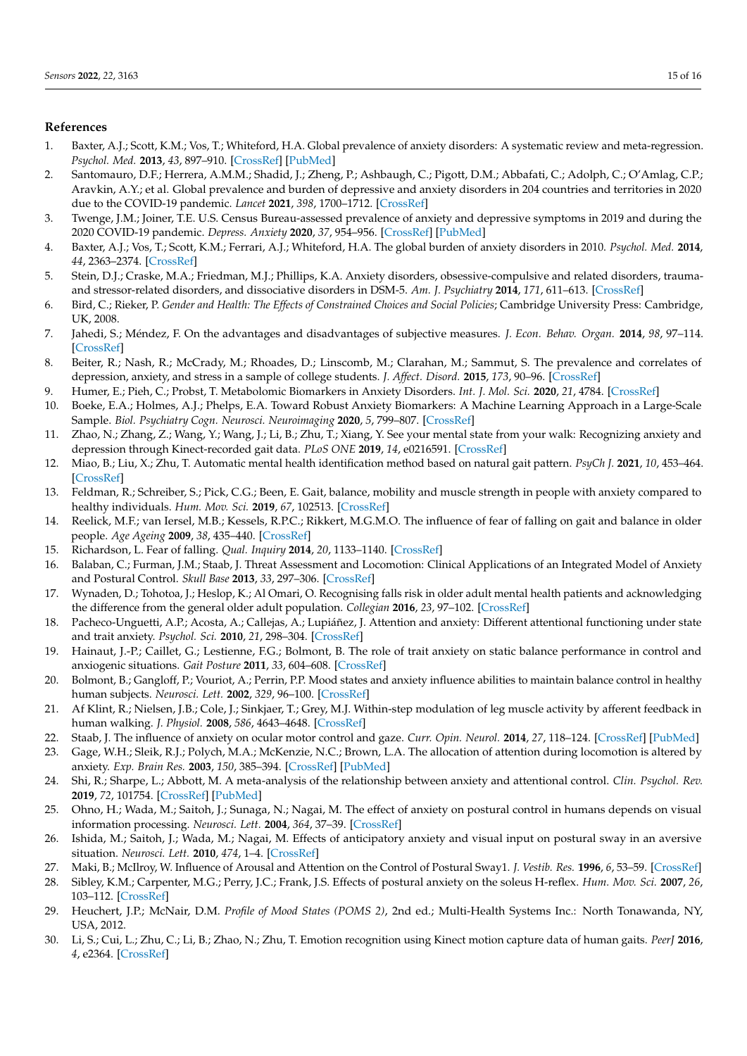## References

1. Baxter, A.J.; Scott, K.M.; Vos, T.; Whiteford, H.A. Global prevalence of anxiety disorders: A systematic review and meta-regression. *Psychol. Med.* **2013**, *43*, 897–910. [CrossRef] [PubMed]
2. Santomauro, D.F.; Herrera, A.M.M.; Shadid, J.; Zheng, P.; Ashbaugh, C.; Pigott, D.M.; Abbafati, C.; Adolph, C.; O'Amlag, C.P.; Aravkin, A.Y.; et al. Global prevalence and burden of depressive and anxiety disorders in 204 countries and territories in 2020 due to the COVID-19 pandemic. *Lancet* **2021**, *398*, 1700–1712. [CrossRef]
3. Twenge, J.M.; Joiner, T.E. U.S. Census Bureau-assessed prevalence of anxiety and depressive symptoms in 2019 and during the 2020 COVID-19 pandemic. *Depress. Anxiety* **2020**, *37*, 954–956. [CrossRef] [PubMed]
4. Baxter, A.J.; Vos, T.; Scott, K.M.; Ferrari, A.J.; Whiteford, H.A. The global burden of anxiety disorders in 2010. *Psychol. Med.* **2014**, *44*, 2363–2374. [CrossRef]
5. Stein, D.J.; Craske, M.A.; Friedman, M.J.; Phillips, K.A. Anxiety disorders, obsessive-compulsive and related disorders, trauma- and stressor-related disorders, and dissociative disorders in DSM-5. *Am. J. Psychiatry* **2014**, *171*, 611–613. [CrossRef]
6. Bird, C.; Rieker, P. *Gender and Health: The Effects of Constrained Choices and Social Policies*; Cambridge University Press: Cambridge, UK, 2008.
7. Jahedi, S.; Méndez, F. On the advantages and disadvantages of subjective measures. *J. Econ. Behav. Organ.* **2014**, *98*, 97–114. [CrossRef]
8. Beiter, R.; Nash, R.; McCrady, M.; Rhoades, D.; Linscomb, M.; Clarahan, M.; Sammut, S. The prevalence and correlates of depression, anxiety, and stress in a sample of college students. *J. Affect. Disord.* **2015**, *173*, 90–96. [CrossRef]
9. Humer, E.; Pieh, C.; Probst, T. Metabolomic Biomarkers in Anxiety Disorders. *Int. J. Mol. Sci.* **2020**, *21*, 4784. [CrossRef]
10. Boeke, E.A.; Holmes, A.J.; Phelps, E.A. Toward Robust Anxiety Biomarkers: A Machine Learning Approach in a Large-Scale Sample. *Biol. Psychiatry Cogn. Neurosci. Neuroimaging* **2020**, *5*, 799–807. [CrossRef]
11. Zhao, N.; Zhang, Z.; Wang, Y.; Wang, J.; Li, B.; Zhu, T.; Xiang, Y. See your mental state from your walk: Recognizing anxiety and depression through Kinect-recorded gait data. *PLoS ONE* **2019**, *14*, e0216591. [CrossRef]
12. Miao, B.; Liu, X.; Zhu, T. Automatic mental health identification method based on natural gait pattern. *PsyCh J.* **2021**, *10*, 453–464. [CrossRef]
13. Feldman, R.; Schreiber, S.; Pick, C.G.; Been, E. Gait, balance, mobility and muscle strength in people with anxiety compared to healthy individuals. *Hum. Mov. Sci.* **2019**, *67*, 102513. [CrossRef]
14. Reelick, M.F.; van Iersel, M.B.; Kessels, R.P.C.; Rikkert, M.G.M.O. The influence of fear of falling on gait and balance in older people. *Age Ageing* **2009**, *38*, 435–440. [CrossRef]
15. Richardson, L. Fear of falling. *Qual. Inquiry* **2014**, *20*, 1133–1140. [CrossRef]
16. Balaban, C.; Furman, J.M.; Staab, J. Threat Assessment and Locomotion: Clinical Applications of an Integrated Model of Anxiety and Postural Control. *Skull Base* **2013**, *33*, 297–306. [CrossRef]
17. Wynaden, D.; Tohotoa, J.; Heslop, K.; Al Omari, O. Recognising falls risk in older adult mental health patients and acknowledging the difference from the general older adult population. *Collegian* **2016**, *23*, 97–102. [CrossRef]
18. Pacheco-Unguetti, A.P.; Acosta, A.; Callejas, A.; Lupiáñez, J. Attention and anxiety: Different attentional functioning under state and trait anxiety. *Psychol. Sci.* **2010**, *21*, 298–304. [CrossRef]
19. Hainaut, J.-P.; Caillet, G.; Lestienne, F.G.; Bolmont, B. The role of trait anxiety on static balance performance in control and anxiogenic situations. *Gait Posture* **2011**, *33*, 604–608. [CrossRef]
20. Bolmont, B.; Gangloff, P.; Vouriot, A.; Perrin, P.P. Mood states and anxiety influence abilities to maintain balance control in healthy human subjects. *Neurosci. Lett.* **2002**, *329*, 96–100. [CrossRef]
21. Af Klint, R.; Nielsen, J.B.; Cole, J.; Sinkjaer, T.; Grey, M.J. Within-step modulation of leg muscle activity by afferent feedback in human walking. *J. Physiol.* **2008**, *586*, 4643–4648. [CrossRef]
22. Staab, J. The influence of anxiety on ocular motor control and gaze. *Curr. Opin. Neurol.* **2014**, *27*, 118–124. [CrossRef] [PubMed]
23. Gage, W.H.; Sleik, R.J.; Polych, M.A.; McKenzie, N.C.; Brown, L.A. The allocation of attention during locomotion is altered by anxiety. *Exp. Brain Res.* **2003**, *150*, 385–394. [CrossRef] [PubMed]
24. Shi, R.; Sharpe, L.; Abbott, M. A meta-analysis of the relationship between anxiety and attentional control. *Clin. Psychol. Rev.* **2019**, *72*, 101754. [CrossRef] [PubMed]
25. Ohno, H.; Wada, M.; Saitoh, J.; Sunaga, N.; Nagai, M. The effect of anxiety on postural control in humans depends on visual information processing. *Neurosci. Lett.* **2004**, *364*, 37–39. [CrossRef]
26. Ishida, M.; Saitoh, J.; Wada, M.; Nagai, M. Effects of anticipatory anxiety and visual input on postural sway in an aversive situation. *Neurosci. Lett.* **2010**, *474*, 1–4. [CrossRef]
27. Maki, B.; McIlroy, W. Influence of Arousal and Attention on the Control of Postural Sway1. *J. Vestib. Res.* **1996**, *6*, 53–59. [CrossRef]
28. Sibley, K.M.; Carpenter, M.G.; Perry, J.C.; Frank, J.S. Effects of postural anxiety on the soleus H-reflex. *Hum. Mov. Sci.* **2007**, *26*, 103–112. [CrossRef]
29. Heuchert, J.P.; McNair, D.M. *Profile of Mood States (POMS 2)*, 2nd ed.; Multi-Health Systems Inc.: North Tonawanda, NY, USA, 2012.
30. Li, S.; Cui, L.; Zhu, C.; Li, B.; Zhao, N.; Zhu, T. Emotion recognition using Kinect motion capture data of human gaits. *PeerJ* **2016**, *4*, e2364. [CrossRef]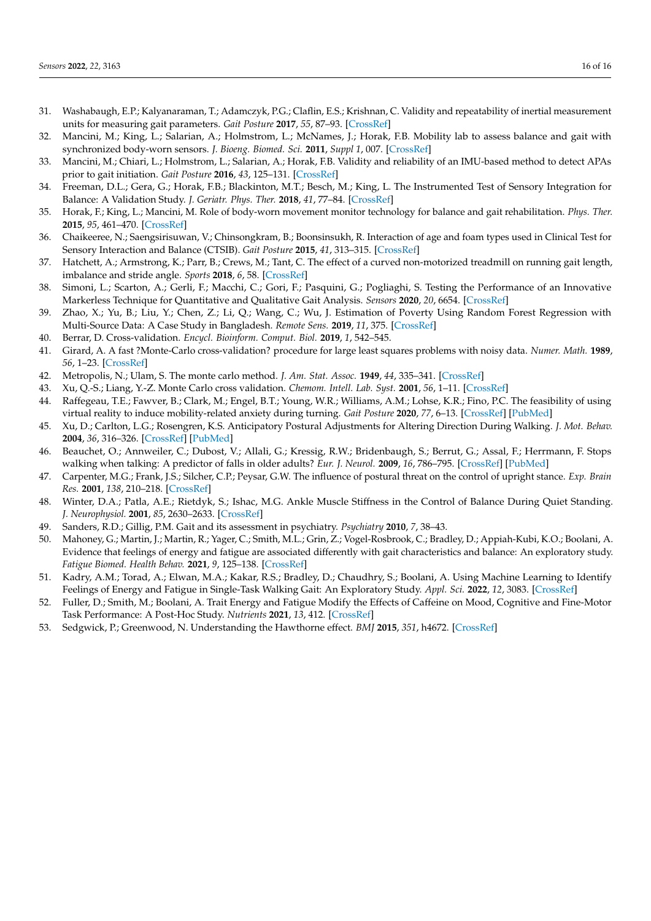31. Washabaugh, E.P.; Kalyanaraman, T.; Adamczyk, P.G.; Claflin, E.S.; Krishnan, C. Validity and repeatability of inertial measurement units for measuring gait parameters. *Gait Posture* **2017**, *55*, 87–93. [CrossRef]
32. Mancini, M.; King, L.; Salarian, A.; Holmstrom, L.; McNames, J.; Horak, F.B. Mobility lab to assess balance and gait with synchronized body-worn sensors. *J. Bioeng. Biomed. Sci.* **2011**, *Suppl 1*, 007. [CrossRef]
33. Mancini, M.; Chiari, L.; Holmstrom, L.; Salarian, A.; Horak, F.B. Validity and reliability of an IMU-based method to detect APAs prior to gait initiation. *Gait Posture* **2016**, *43*, 125–131. [CrossRef]
34. Freeman, D.L.; Gera, G.; Horak, F.B.; Blackinton, M.T.; Besch, M.; King, L. The Instrumented Test of Sensory Integration for Balance: A Validation Study. *J. Geriatr. Phys. Ther.* **2018**, *41*, 77–84. [CrossRef]
35. Horak, F.; King, L.; Mancini, M. Role of body-worn movement monitor technology for balance and gait rehabilitation. *Phys. Ther.* **2015**, *95*, 461–470. [CrossRef]
36. Chaikeeree, N.; Saengsirisuwan, V.; Chinsongkram, B.; Boonsinsukh, R. Interaction of age and foam types used in Clinical Test for Sensory Interaction and Balance (CTSIB). *Gait Posture* **2015**, *41*, 313–315. [CrossRef]
37. Hatchett, A.; Armstrong, K.; Parr, B.; Crews, M.; Tant, C. The effect of a curved non-motorized treadmill on running gait length, imbalance and stride angle. *Sports* **2018**, *6*, 58. [CrossRef]
38. Simoni, L.; Scarton, A.; Gerli, F.; Macchi, C.; Gori, F.; Pasquini, G.; Pogliaghi, S. Testing the Performance of an Innovative Markerless Technique for Quantitative and Qualitative Gait Analysis. *Sensors* **2020**, *20*, 6654. [CrossRef]
39. Zhao, X.; Yu, B.; Liu, Y.; Chen, Z.; Li, Q.; Wang, C.; Wu, J. Estimation of Poverty Using Random Forest Regression with Multi-Source Data: A Case Study in Bangladesh. *Remote Sens.* **2019**, *11*, 375. [CrossRef]
40. Berrar, D. Cross-validation. *Encycl. Bioinform. Comput. Biol.* **2019**, *1*, 542–545.
41. Girard, A. A fast ?Monte-Carlo cross-validation? procedure for large least squares problems with noisy data. *Numer. Math.* **1989**, *56*, 1–23. [CrossRef]
42. Metropolis, N.; Ulam, S. The monte carlo method. *J. Am. Stat. Assoc.* **1949**, *44*, 335–341. [CrossRef]
43. Xu, Q.-S.; Liang, Y.-Z. Monte Carlo cross validation. *Chemom. Intell. Lab. Syst.* **2001**, *56*, 1–11. [CrossRef]
44. Raffegeau, T.E.; Fawver, B.; Clark, M.; Engel, B.T.; Young, W.R.; Williams, A.M.; Lohse, K.R.; Fino, P.C. The feasibility of using virtual reality to induce mobility-related anxiety during turning. *Gait Posture* **2020**, *77*, 6–13. [CrossRef] [PubMed]
45. Xu, D.; Carlton, L.G.; Rosengren, K.S. Anticipatory Postural Adjustments for Altering Direction During Walking. *J. Mot. Behav.* **2004**, *36*, 316–326. [CrossRef] [PubMed]
46. Beauchet, O.; Annweiler, C.; Dubost, V.; Allali, G.; Kressig, R.W.; Bridenbaugh, S.; Berrut, G.; Assal, F.; Herrmann, F. Stops walking when talking: A predictor of falls in older adults? *Eur. J. Neurol.* **2009**, *16*, 786–795. [CrossRef] [PubMed]
47. Carpenter, M.G.; Frank, J.S.; Silcher, C.P.; Peysar, G.W. The influence of postural threat on the control of upright stance. *Exp. Brain Res.* **2001**, *138*, 210–218. [CrossRef]
48. Winter, D.A.; Patla, A.E.; Rietdyk, S.; Ishac, M.G. Ankle Muscle Stiffness in the Control of Balance During Quiet Standing. *J. Neurophysiol.* **2001**, *85*, 2630–2633. [CrossRef]
49. Sanders, R.D.; Gillig, P.M. Gait and its assessment in psychiatry. *Psychiatry* **2010**, *7*, 38–43.
50. Mahoney, G.; Martin, J.; Martin, R.; Yager, C.; Smith, M.L.; Grin, Z.; Vogel-Rosbrook, C.; Bradley, D.; Appiah-Kubi, K.O.; Boolani, A. Evidence that feelings of energy and fatigue are associated differently with gait characteristics and balance: An exploratory study. *Fatigue Biomed. Health Behav.* **2021**, *9*, 125–138. [CrossRef]
51. Kadry, A.M.; Torad, A.; Elwan, M.A.; Kakar, R.S.; Bradley, D.; Chaudhry, S.; Boolani, A. Using Machine Learning to Identify Feelings of Energy and Fatigue in Single-Task Walking Gait: An Exploratory Study. *Appl. Sci.* **2022**, *12*, 3083. [CrossRef]
52. Fuller, D.; Smith, M.; Boolani, A. Trait Energy and Fatigue Modify the Effects of Caffeine on Mood, Cognitive and Fine-Motor Task Performance: A Post-Hoc Study. *Nutrients* **2021**, *13*, 412. [CrossRef]
53. Sedgwick, P.; Greenwood, N. Understanding the Hawthorne effect. *BMJ* **2015**, *351*, h4672. [CrossRef]